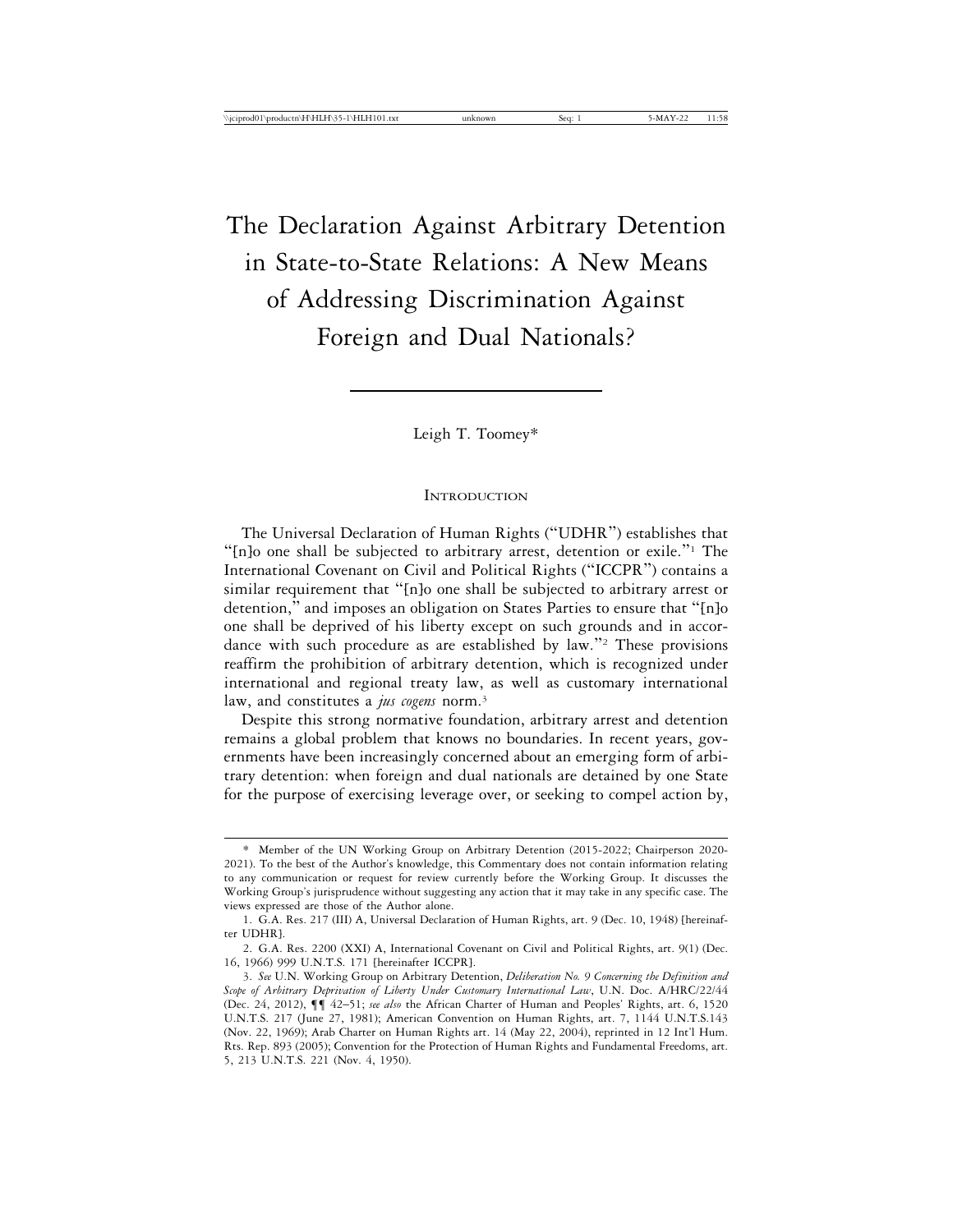# The Declaration Against Arbitrary Detention in State-to-State Relations: A New Means of Addressing Discrimination Against Foreign and Dual Nationals?

Leigh T. Toomey*

## Introduction

The Universal Declaration of Human Rights ("UDHR") establishes that "[n]o one shall be subjected to arbitrary arrest, detention or exile."[1] The International Covenant on Civil and Political Rights ("ICCPR") contains a similar requirement that "[n]o one shall be subjected to arbitrary arrest or detention," and imposes an obligation on States Parties to ensure that "[n]o one shall be deprived of his liberty except on such grounds and in accordance with such procedure as are established by law."[2] These provisions reaffirm the prohibition of arbitrary detention, which is recognized under international and regional treaty law, as well as customary international law, and constitutes a *jus cogens* norm.[3]

Despite this strong normative foundation, arbitrary arrest and detention remains a global problem that knows no boundaries. In recent years, governments have been increasingly concerned about an emerging form of arbitrary detention: when foreign and dual nationals are detained by one State for the purpose of exercising leverage over, or seeking to compel action by,

---

\* Member of the UN Working Group on Arbitrary Detention (2015-2022; Chairperson 2020-2021). To the best of the Author's knowledge, this Commentary does not contain information relating to any communication or request for review currently before the Working Group. It discusses the Working Group's jurisprudence without suggesting any action that it may take in any specific case. The views expressed are those of the Author alone.

1. G.A. Res. 217 (III) A, Universal Declaration of Human Rights, art. 9 (Dec. 10, 1948) [hereinafter UDHR].

2. G.A. Res. 2200 (XXI) A, International Covenant on Civil and Political Rights, art. 9(1) (Dec. 16, 1966) 999 U.N.T.S. 171 [hereinafter ICCPR].

3. *See* U.N. Working Group on Arbitrary Detention, *Deliberation No. 9 Concerning the Definition and Scope of Arbitrary Deprivation of Liberty Under Customary International Law*, U.N. Doc. A/HRC/22/44 (Dec. 24, 2012), ¶¶ 42–51; *see also* the African Charter of Human and Peoples' Rights, art. 6, 1520 U.N.T.S. 217 (June 27, 1981); American Convention on Human Rights, art. 7, 1144 U.N.T.S.143 (Nov. 22, 1969); Arab Charter on Human Rights art. 14 (May 22, 2004), reprinted in 12 Int'l Hum. Rts. Rep. 893 (2005); Convention for the Protection of Human Rights and Fundamental Freedoms, art. 5, 213 U.N.T.S. 221 (Nov. 4, 1950).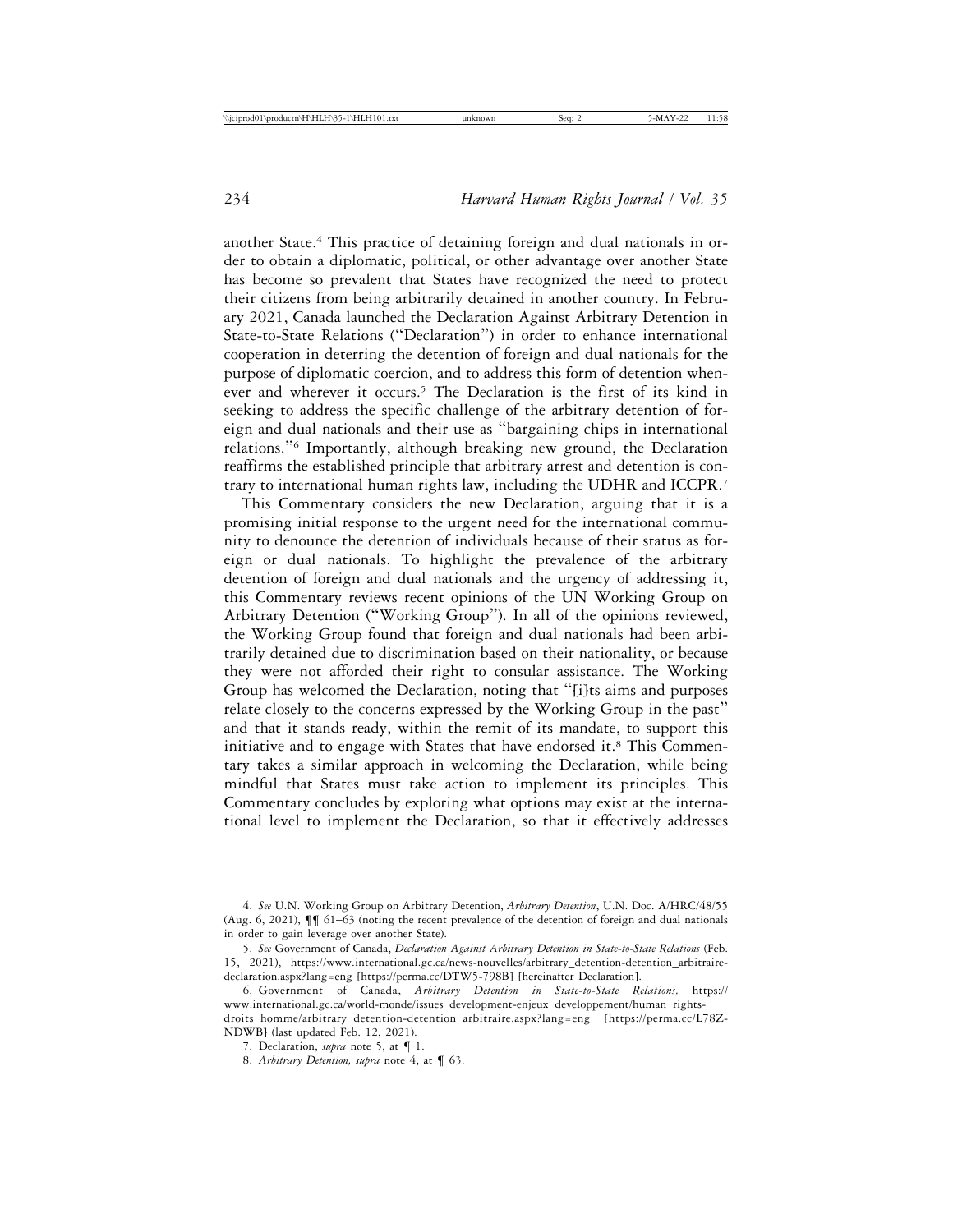another State.[4] This practice of detaining foreign and dual nationals in order to obtain a diplomatic, political, or other advantage over another State has become so prevalent that States have recognized the need to protect their citizens from being arbitrarily detained in another country. In February 2021, Canada launched the Declaration Against Arbitrary Detention in State-to-State Relations ("Declaration") in order to enhance international cooperation in deterring the detention of foreign and dual nationals for the purpose of diplomatic coercion, and to address this form of detention whenever and wherever it occurs.[5] The Declaration is the first of its kind in seeking to address the specific challenge of the arbitrary detention of foreign and dual nationals and their use as "bargaining chips in international relations."[6] Importantly, although breaking new ground, the Declaration reaffirms the established principle that arbitrary arrest and detention is contrary to international human rights law, including the UDHR and ICCPR.[7]

This Commentary considers the new Declaration, arguing that it is a promising initial response to the urgent need for the international community to denounce the detention of individuals because of their status as foreign or dual nationals. To highlight the prevalence of the arbitrary detention of foreign and dual nationals and the urgency of addressing it, this Commentary reviews recent opinions of the UN Working Group on Arbitrary Detention ("Working Group"). In all of the opinions reviewed, the Working Group found that foreign and dual nationals had been arbitrarily detained due to discrimination based on their nationality, or because they were not afforded their right to consular assistance. The Working Group has welcomed the Declaration, noting that "[i]ts aims and purposes relate closely to the concerns expressed by the Working Group in the past" and that it stands ready, within the remit of its mandate, to support this initiative and to engage with States that have endorsed it.[8] This Commentary takes a similar approach in welcoming the Declaration, while being mindful that States must take action to implement its principles. This Commentary concludes by exploring what options may exist at the international level to implement the Declaration, so that it effectively addresses

---

4. *See* U.N. Working Group on Arbitrary Detention, *Arbitrary Detention*, U.N. Doc. A/HRC/48/55 (Aug. 6, 2021), ¶¶ 61–63 (noting the recent prevalence of the detention of foreign and dual nationals in order to gain leverage over another State).

5. *See* Government of Canada, *Declaration Against Arbitrary Detention in State-to-State Relations* (Feb. 15, 2021), https://www.international.gc.ca/news-nouvelles/arbitrary_detention-detention_arbitraire-declaration.aspx?lang=eng [https://perma.cc/DTW5-798B] [hereinafter Declaration].

6. Government of Canada, *Arbitrary Detention in State-to-State Relations,* https://www.international.gc.ca/world-monde/issues_development-enjeux_developpement/human_rights-droits_homme/arbitrary_detention-detention_arbitraire.aspx?lang=eng [https://perma.cc/L78Z-NDWB] (last updated Feb. 12, 2021).

7. Declaration, *supra* note 5, at ¶ 1.

8. *Arbitrary Detention, supra* note 4, at ¶ 63.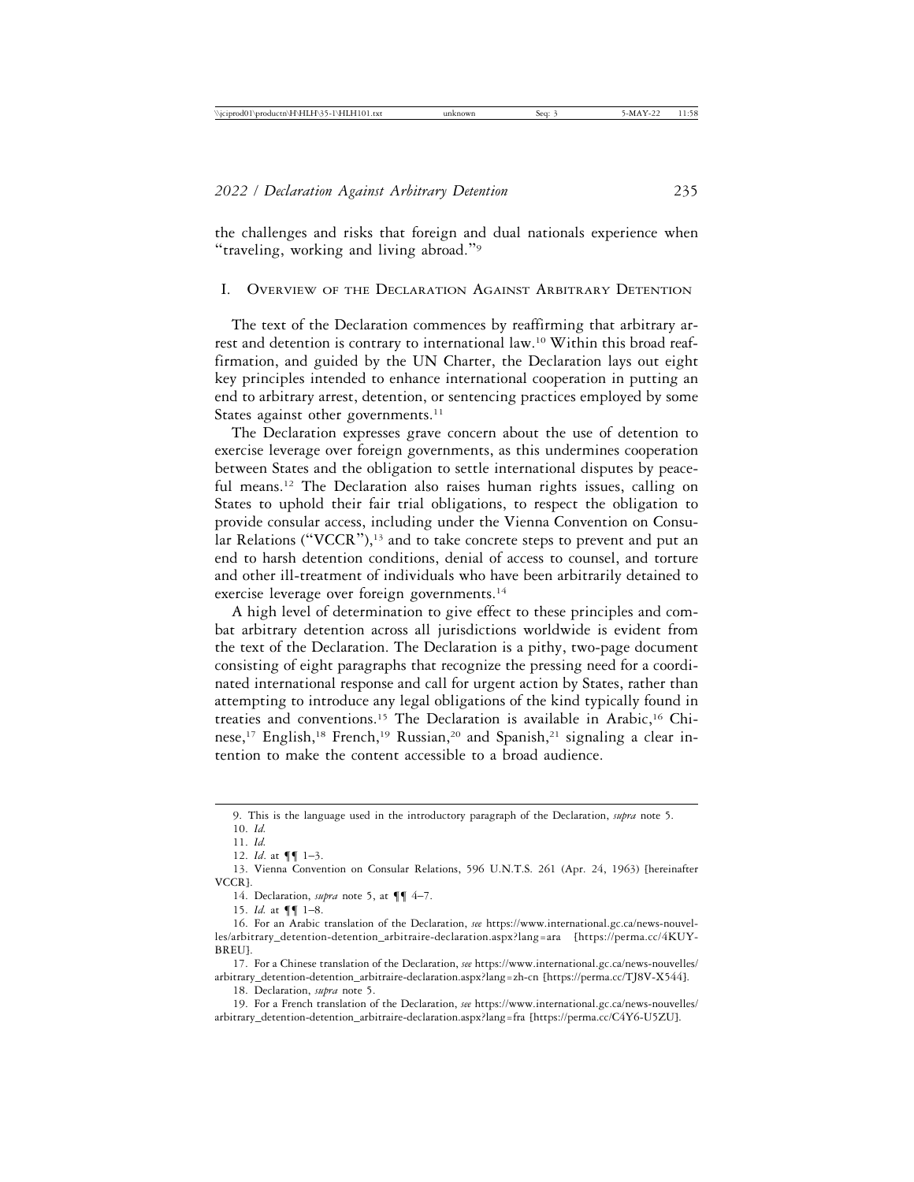the challenges and risks that foreign and dual nationals experience when "traveling, working and living abroad."[9]

## I. Overview of the Declaration Against Arbitrary Detention

The text of the Declaration commences by reaffirming that arbitrary arrest and detention is contrary to international law.[10] Within this broad reaffirmation, and guided by the UN Charter, the Declaration lays out eight key principles intended to enhance international cooperation in putting an end to arbitrary arrest, detention, or sentencing practices employed by some States against other governments.[11]

The Declaration expresses grave concern about the use of detention to exercise leverage over foreign governments, as this undermines cooperation between States and the obligation to settle international disputes by peaceful means.[12] The Declaration also raises human rights issues, calling on States to uphold their fair trial obligations, to respect the obligation to provide consular access, including under the Vienna Convention on Consular Relations ("VCCR"),[13] and to take concrete steps to prevent and put an end to harsh detention conditions, denial of access to counsel, and torture and other ill-treatment of individuals who have been arbitrarily detained to exercise leverage over foreign governments.[14]

A high level of determination to give effect to these principles and combat arbitrary detention across all jurisdictions worldwide is evident from the text of the Declaration. The Declaration is a pithy, two-page document consisting of eight paragraphs that recognize the pressing need for a coordinated international response and call for urgent action by States, rather than attempting to introduce any legal obligations of the kind typically found in treaties and conventions.[15] The Declaration is available in Arabic,[16] Chinese,[17] English,[18] French,[19] Russian,[20] and Spanish,[21] signaling a clear intention to make the content accessible to a broad audience.

---

9. This is the language used in the introductory paragraph of the Declaration, *supra* note 5.

10. *Id.*

11. *Id.*

12. *Id.* at ¶¶ 1–3.

13. Vienna Convention on Consular Relations, 596 U.N.T.S. 261 (Apr. 24, 1963) [hereinafter VCCR].

14. Declaration, *supra* note 5, at ¶¶ 4–7.

15. *Id.* at ¶¶ 1–8.

16. For an Arabic translation of the Declaration, *see* https://www.international.gc.ca/news-nouvelles/arbitrary_detention-detention_arbitraire-declaration.aspx?lang=ara [https://perma.cc/4KUY-BREU].

17. For a Chinese translation of the Declaration, *see* https://www.international.gc.ca/news-nouvelles/arbitrary_detention-detention_arbitraire-declaration.aspx?lang=zh-cn [https://perma.cc/TJ8V-X544].

18. Declaration, *supra* note 5.

19. For a French translation of the Declaration, *see* https://www.international.gc.ca/news-nouvelles/arbitrary_detention-detention_arbitraire-declaration.aspx?lang=fra [https://perma.cc/C4Y6-U5ZU].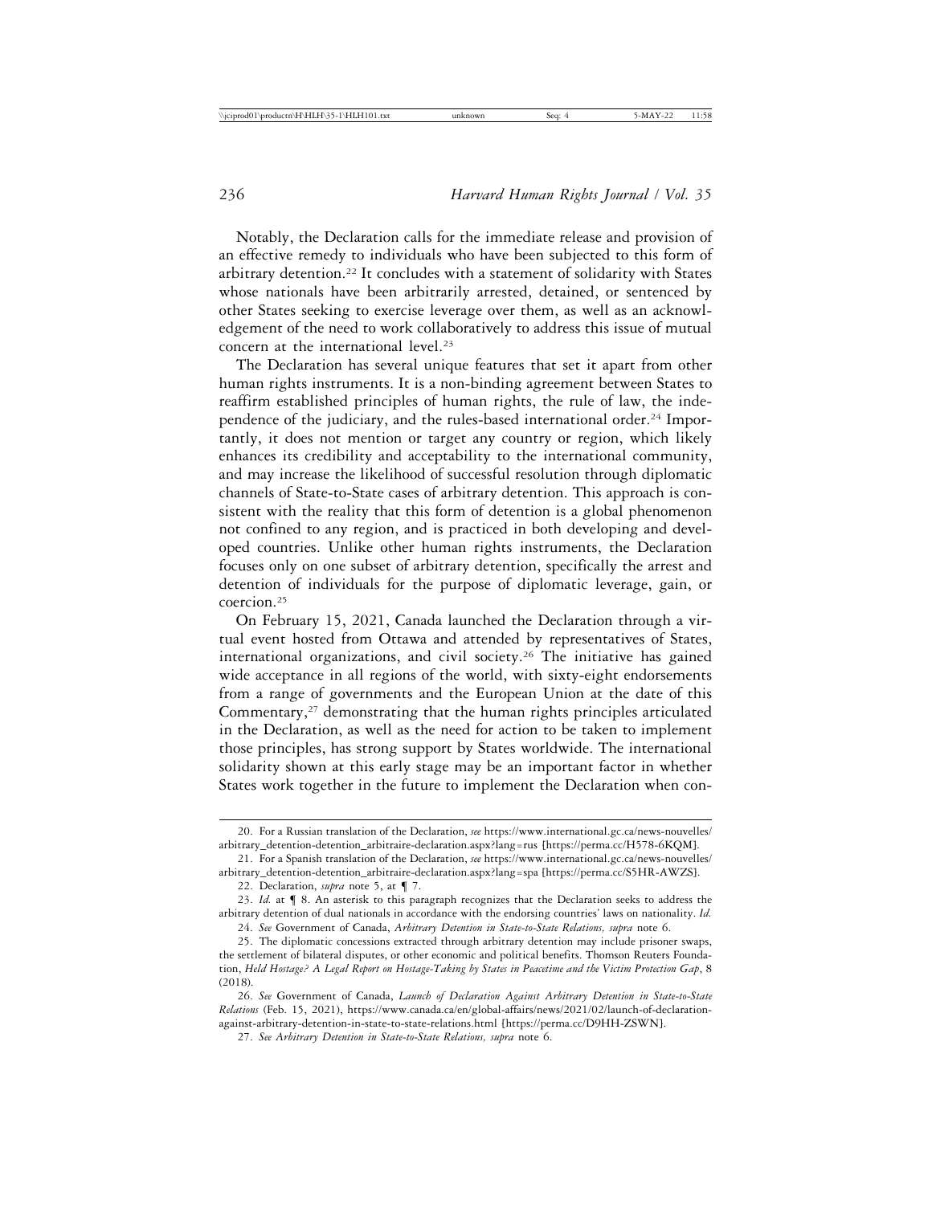Notably, the Declaration calls for the immediate release and provision of an effective remedy to individuals who have been subjected to this form of arbitrary detention.[22] It concludes with a statement of solidarity with States whose nationals have been arbitrarily arrested, detained, or sentenced by other States seeking to exercise leverage over them, as well as an acknowledgement of the need to work collaboratively to address this issue of mutual concern at the international level.[23]

The Declaration has several unique features that set it apart from other human rights instruments. It is a non-binding agreement between States to reaffirm established principles of human rights, the rule of law, the independence of the judiciary, and the rules-based international order.[24] Importantly, it does not mention or target any country or region, which likely enhances its credibility and acceptability to the international community, and may increase the likelihood of successful resolution through diplomatic channels of State-to-State cases of arbitrary detention. This approach is consistent with the reality that this form of detention is a global phenomenon not confined to any region, and is practiced in both developing and developed countries. Unlike other human rights instruments, the Declaration focuses only on one subset of arbitrary detention, specifically the arrest and detention of individuals for the purpose of diplomatic leverage, gain, or coercion.[25]

On February 15, 2021, Canada launched the Declaration through a virtual event hosted from Ottawa and attended by representatives of States, international organizations, and civil society.[26] The initiative has gained wide acceptance in all regions of the world, with sixty-eight endorsements from a range of governments and the European Union at the date of this Commentary,[27] demonstrating that the human rights principles articulated in the Declaration, as well as the need for action to be taken to implement those principles, has strong support by States worldwide. The international solidarity shown at this early stage may be an important factor in whether States work together in the future to implement the Declaration when con-

---

20. For a Russian translation of the Declaration, *see* https://www.international.gc.ca/news-nouvelles/arbitrary_detention-detention_arbitraire-declaration.aspx?lang=rus [https://perma.cc/H578-6KQM].

21. For a Spanish translation of the Declaration, *see* https://www.international.gc.ca/news-nouvelles/arbitrary_detention-detention_arbitraire-declaration.aspx?lang=spa [https://perma.cc/S5HR-AWZS].

22. Declaration, *supra* note 5, at ¶ 7.

23. *Id.* at ¶ 8. An asterisk to this paragraph recognizes that the Declaration seeks to address the arbitrary detention of dual nationals in accordance with the endorsing countries' laws on nationality. *Id.*

24. *See* Government of Canada, *Arbitrary Detention in State-to-State Relations, supra* note 6.

25. The diplomatic concessions extracted through arbitrary detention may include prisoner swaps, the settlement of bilateral disputes, or other economic and political benefits. Thomson Reuters Foundation, *Held Hostage? A Legal Report on Hostage-Taking by States in Peacetime and the Victim Protection Gap*, 8 (2018).

26. *See* Government of Canada, *Launch of Declaration Against Arbitrary Detention in State-to-State Relations* (Feb. 15, 2021), https://www.canada.ca/en/global-affairs/news/2021/02/launch-of-declaration-against-arbitrary-detention-in-state-to-state-relations.html [https://perma.cc/D9HH-ZSWN].

27. *See Arbitrary Detention in State-to-State Relations, supra* note 6.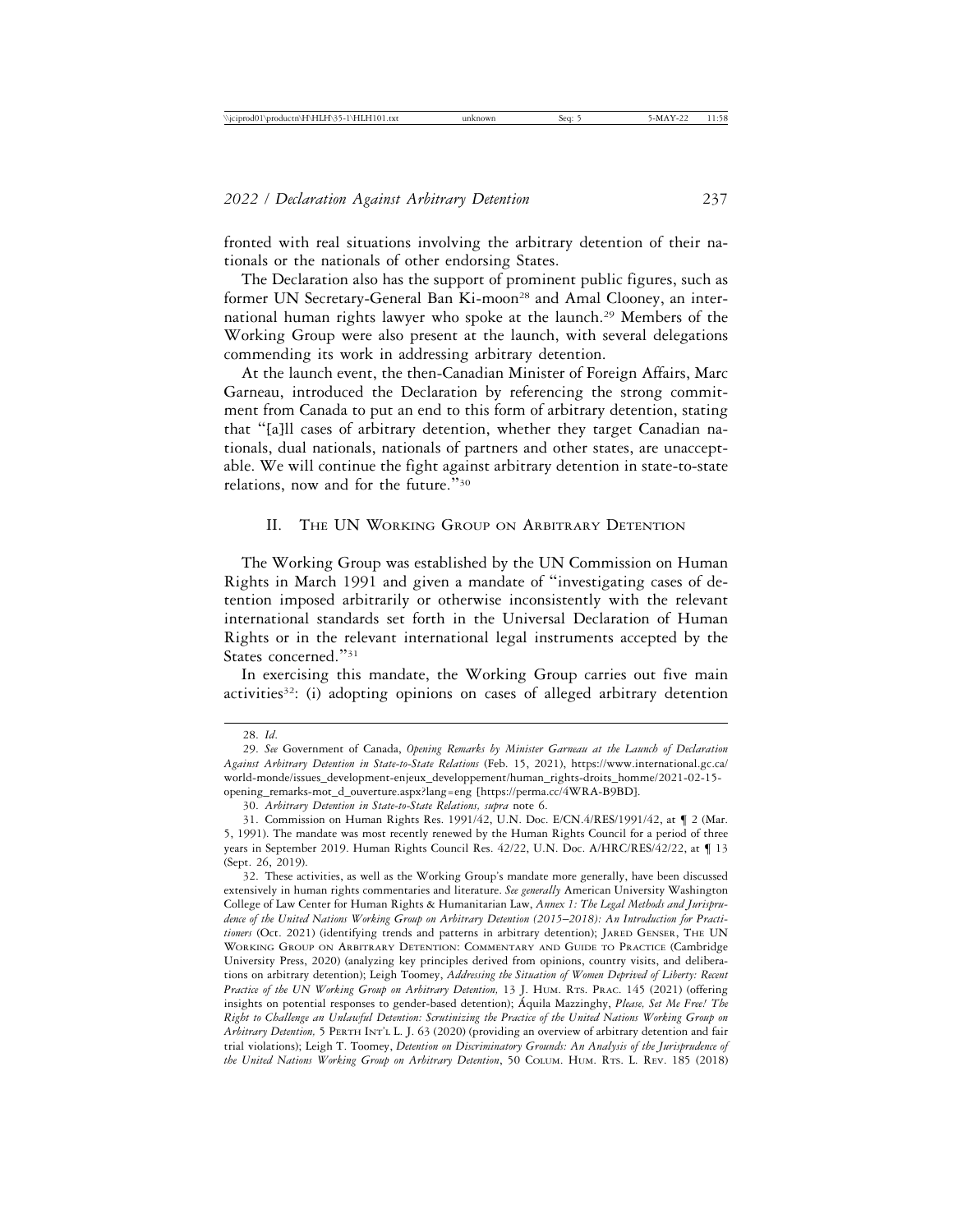fronted with real situations involving the arbitrary detention of their nationals or the nationals of other endorsing States.

The Declaration also has the support of prominent public figures, such as former UN Secretary-General Ban Ki-moon[28] and Amal Clooney, an international human rights lawyer who spoke at the launch.[29] Members of the Working Group were also present at the launch, with several delegations commending its work in addressing arbitrary detention.

At the launch event, the then-Canadian Minister of Foreign Affairs, Marc Garneau, introduced the Declaration by referencing the strong commitment from Canada to put an end to this form of arbitrary detention, stating that "[a]ll cases of arbitrary detention, whether they target Canadian nationals, dual nationals, nationals of partners and other states, are unacceptable. We will continue the fight against arbitrary detention in state-to-state relations, now and for the future."[30]

## II. The UN Working Group on Arbitrary Detention

The Working Group was established by the UN Commission on Human Rights in March 1991 and given a mandate of "investigating cases of detention imposed arbitrarily or otherwise inconsistently with the relevant international standards set forth in the Universal Declaration of Human Rights or in the relevant international legal instruments accepted by the States concerned."[31]

In exercising this mandate, the Working Group carries out five main activities[32]: (i) adopting opinions on cases of alleged arbitrary detention

---

28. *Id.*

29. *See* Government of Canada, *Opening Remarks by Minister Garneau at the Launch of Declaration Against Arbitrary Detention in State-to-State Relations* (Feb. 15, 2021), https://www.international.gc.ca/world-monde/issues_development-enjeux_developpement/human_rights-droits_homme/2021-02-15-opening_remarks-mot_d_ouverture.aspx?lang=eng [https://perma.cc/4WRA-B9BD].

30. *Arbitrary Detention in State-to-State Relations, supra* note 6.

31. Commission on Human Rights Res. 1991/42, U.N. Doc. E/CN.4/RES/1991/42, at ¶ 2 (Mar. 5, 1991). The mandate was most recently renewed by the Human Rights Council for a period of three years in September 2019. Human Rights Council Res. 42/22, U.N. Doc. A/HRC/RES/42/22, at ¶ 13 (Sept. 26, 2019).

32. These activities, as well as the Working Group's mandate more generally, have been discussed extensively in human rights commentaries and literature. *See generally* American University Washington College of Law Center for Human Rights & Humanitarian Law, *Annex 1: The Legal Methods and Jurisprudence of the United Nations Working Group on Arbitrary Detention (2015–2018): An Introduction for Practitioners* (Oct. 2021) (identifying trends and patterns in arbitrary detention); Jared Genser, The UN Working Group on Arbitrary Detention: Commentary and Guide to Practice (Cambridge University Press, 2020) (analyzing key principles derived from opinions, country visits, and deliberations on arbitrary detention); Leigh Toomey, *Addressing the Situation of Women Deprived of Liberty: Recent Practice of the UN Working Group on Arbitrary Detention,* 13 J. Hum. Rts. Prac. 145 (2021) (offering insights on potential responses to gender-based detention); Áquila Mazzinghy, *Please, Set Me Free! The Right to Challenge an Unlawful Detention: Scrutinizing the Practice of the United Nations Working Group on Arbitrary Detention,* 5 Perth Int'l L. J. 63 (2020) (providing an overview of arbitrary detention and fair trial violations); Leigh T. Toomey, *Detention on Discriminatory Grounds: An Analysis of the Jurisprudence of the United Nations Working Group on Arbitrary Detention*, 50 Colum. Hum. Rts. L. Rev. 185 (2018)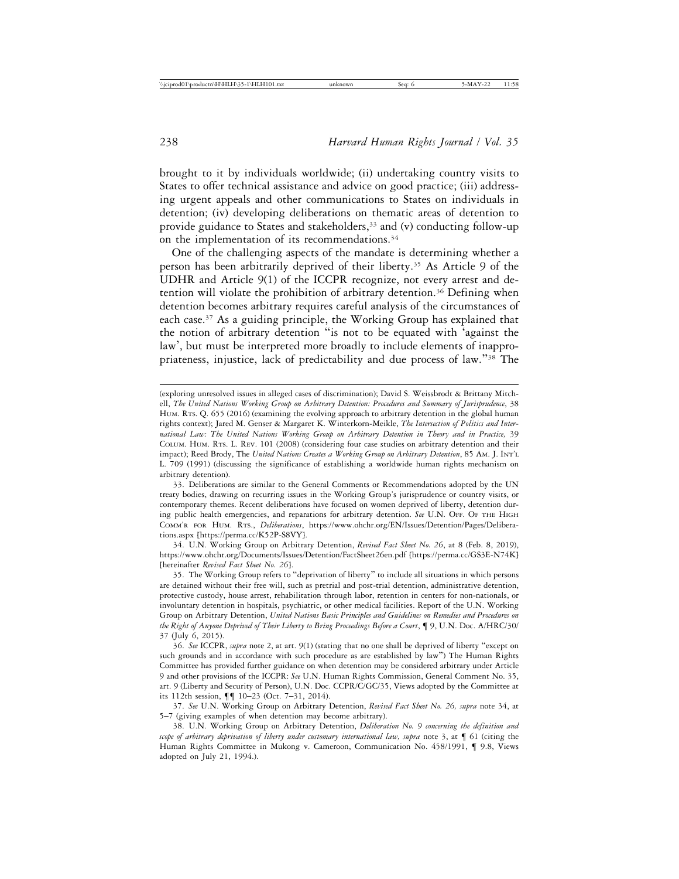brought to it by individuals worldwide; (ii) undertaking country visits to States to offer technical assistance and advice on good practice; (iii) addressing urgent appeals and other communications to States on individuals in detention; (iv) developing deliberations on thematic areas of detention to provide guidance to States and stakeholders,[33] and (v) conducting follow-up on the implementation of its recommendations.[34]

One of the challenging aspects of the mandate is determining whether a person has been arbitrarily deprived of their liberty.[35] As Article 9 of the UDHR and Article 9(1) of the ICCPR recognize, not every arrest and detention will violate the prohibition of arbitrary detention.[36] Defining when detention becomes arbitrary requires careful analysis of the circumstances of each case.[37] As a guiding principle, the Working Group has explained that the notion of arbitrary detention "is not to be equated with 'against the law', but must be interpreted more broadly to include elements of inappropriateness, injustice, lack of predictability and due process of law."[38] The

---

(exploring unresolved issues in alleged cases of discrimination); David S. Weissbrodt & Brittany Mitchell, *The United Nations Working Group on Arbitrary Detention: Procedures and Summary of Jurisprudence*, 38 Hum. Rts. Q. 655 (2016) (examining the evolving approach to arbitrary detention in the global human rights context); Jared M. Genser & Margaret K. Winterkorn-Meikle, *The Intersection of Politics and International Law: The United Nations Working Group on Arbitrary Detention in Theory and in Practice,* 39 Colum. Hum. Rts. L. Rev. 101 (2008) (considering four case studies on arbitrary detention and their impact); Reed Brody, The *United Nations Creates a Working Group on Arbitrary Detention*, 85 Am. J. Int'l L. 709 (1991) (discussing the significance of establishing a worldwide human rights mechanism on arbitrary detention).

33. Deliberations are similar to the General Comments or Recommendations adopted by the UN treaty bodies, drawing on recurring issues in the Working Group's jurisprudence or country visits, or contemporary themes. Recent deliberations have focused on women deprived of liberty, detention during public health emergencies, and reparations for arbitrary detention. *See* U.N. Off. of the High Comm'r for Hum. Rts., *Deliberations*, https://www.ohchr.org/EN/Issues/Detention/Pages/Deliberations.aspx [https://perma.cc/K52P-S8VY].

34. U.N. Working Group on Arbitrary Detention, *Revised Fact Sheet No. 26*, at 8 (Feb. 8, 2019), https://www.ohchr.org/Documents/Issues/Detention/FactSheet26en.pdf [https://perma.cc/GS3E-N74K] [hereinafter *Revised Fact Sheet No. 26*].

35. The Working Group refers to "deprivation of liberty" to include all situations in which persons are detained without their free will, such as pretrial and post-trial detention, administrative detention, protective custody, house arrest, rehabilitation through labor, retention in centers for non-nationals, or involuntary detention in hospitals, psychiatric, or other medical facilities. Report of the U.N. Working Group on Arbitrary Detention, *United Nations Basic Principles and Guidelines on Remedies and Procedures on the Right of Anyone Deprived of Their Liberty to Bring Proceedings Before a Court*, ¶ 9, U.N. Doc. A/HRC/30/37 (July 6, 2015).

36. *See* ICCPR, *supra* note 2, at art. 9(1) (stating that no one shall be deprived of liberty "except on such grounds and in accordance with such procedure as are established by law") The Human Rights Committee has provided further guidance on when detention may be considered arbitrary under Article 9 and other provisions of the ICCPR: *See* U.N. Human Rights Commission, General Comment No. 35, art. 9 (Liberty and Security of Person), U.N. Doc. CCPR/C/GC/35, Views adopted by the Committee at its 112th session, ¶¶ 10–23 (Oct. 7–31, 2014).

37. *See* U.N. Working Group on Arbitrary Detention, *Revised Fact Sheet No. 26, supra* note 34, at 5–7 (giving examples of when detention may become arbitrary).

38. U.N. Working Group on Arbitrary Detention, *Deliberation No. 9 concerning the definition and scope of arbitrary deprivation of liberty under customary international law, supra* note 3, at ¶ 61 (citing the Human Rights Committee in Mukong v. Cameroon, Communication No. 458/1991, ¶ 9.8, Views adopted on July 21, 1994.).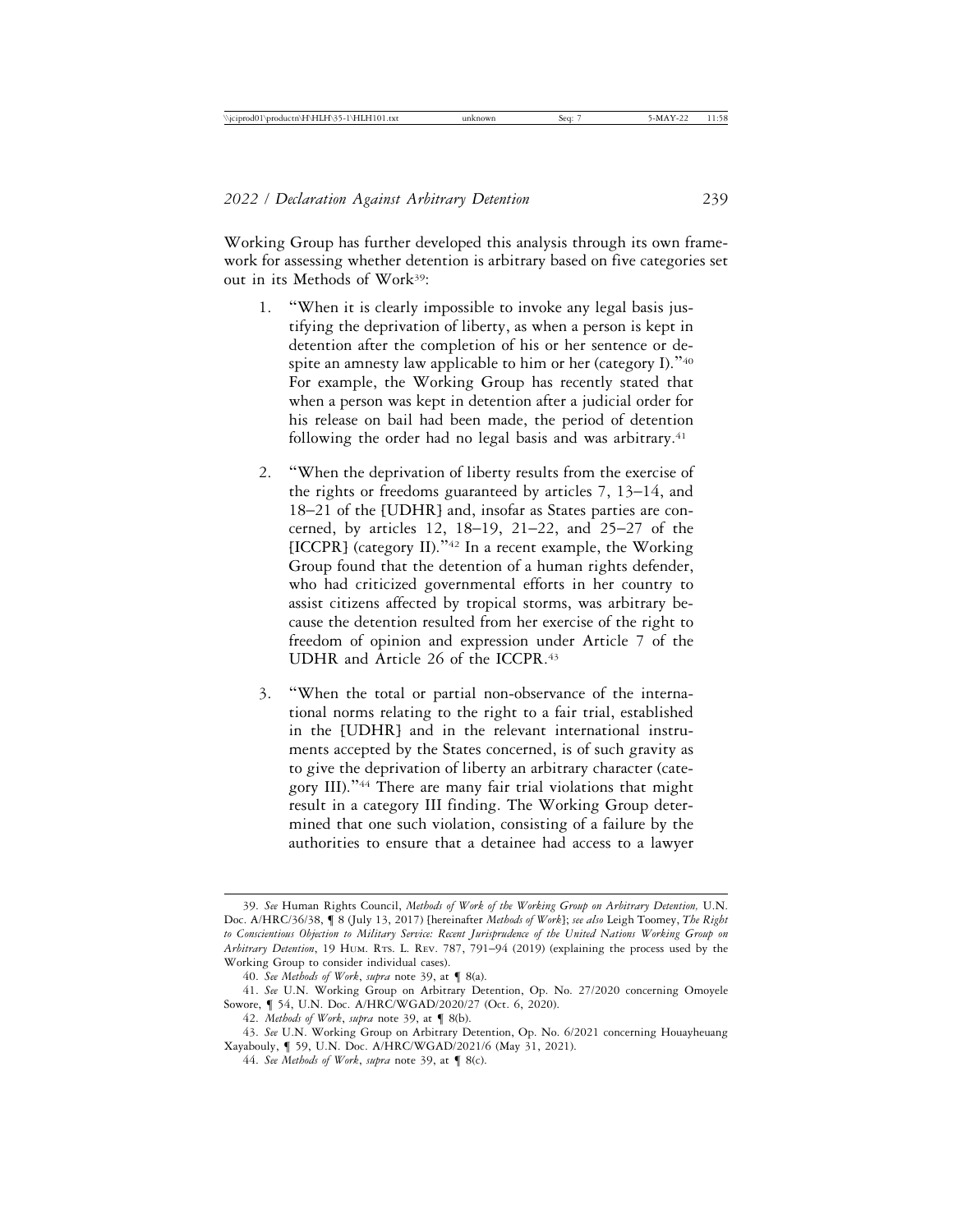Working Group has further developed this analysis through its own framework for assessing whether detention is arbitrary based on five categories set out in its Methods of Work[39]:

1. "When it is clearly impossible to invoke any legal basis justifying the deprivation of liberty, as when a person is kept in detention after the completion of his or her sentence or despite an amnesty law applicable to him or her (category I)."[40] For example, the Working Group has recently stated that when a person was kept in detention after a judicial order for his release on bail had been made, the period of detention following the order had no legal basis and was arbitrary.[41]

2. "When the deprivation of liberty results from the exercise of the rights or freedoms guaranteed by articles 7, 13–14, and 18–21 of the [UDHR] and, insofar as States parties are concerned, by articles 12, 18–19, 21–22, and 25–27 of the [ICCPR] (category II)."[42] In a recent example, the Working Group found that the detention of a human rights defender, who had criticized governmental efforts in her country to assist citizens affected by tropical storms, was arbitrary because the detention resulted from her exercise of the right to freedom of opinion and expression under Article 7 of the UDHR and Article 26 of the ICCPR.[43]

3. "When the total or partial non-observance of the international norms relating to the right to a fair trial, established in the [UDHR] and in the relevant international instruments accepted by the States concerned, is of such gravity as to give the deprivation of liberty an arbitrary character (category III)."[44] There are many fair trial violations that might result in a category III finding. The Working Group determined that one such violation, consisting of a failure by the authorities to ensure that a detainee had access to a lawyer

---

39. *See* Human Rights Council, *Methods of Work of the Working Group on Arbitrary Detention,* U.N. Doc. A/HRC/36/38, ¶ 8 (July 13, 2017) [hereinafter *Methods of Work*]; *see also* Leigh Toomey, *The Right to Conscientious Objection to Military Service: Recent Jurisprudence of the United Nations Working Group on Arbitrary Detention*, 19 Hum. Rts. L. Rev. 787, 791–94 (2019) (explaining the process used by the Working Group to consider individual cases).

40. *See Methods of Work*, *supra* note 39, at ¶ 8(a).

41. *See* U.N. Working Group on Arbitrary Detention, Op. No. 27/2020 concerning Omoyele Sowore, ¶ 54, U.N. Doc. A/HRC/WGAD/2020/27 (Oct. 6, 2020).

42. *Methods of Work*, *supra* note 39, at ¶ 8(b).

43. *See* U.N. Working Group on Arbitrary Detention, Op. No. 6/2021 concerning Houayheuang Xayabouly, ¶ 59, U.N. Doc. A/HRC/WGAD/2021/6 (May 31, 2021).

44. *See Methods of Work*, *supra* note 39, at ¶ 8(c).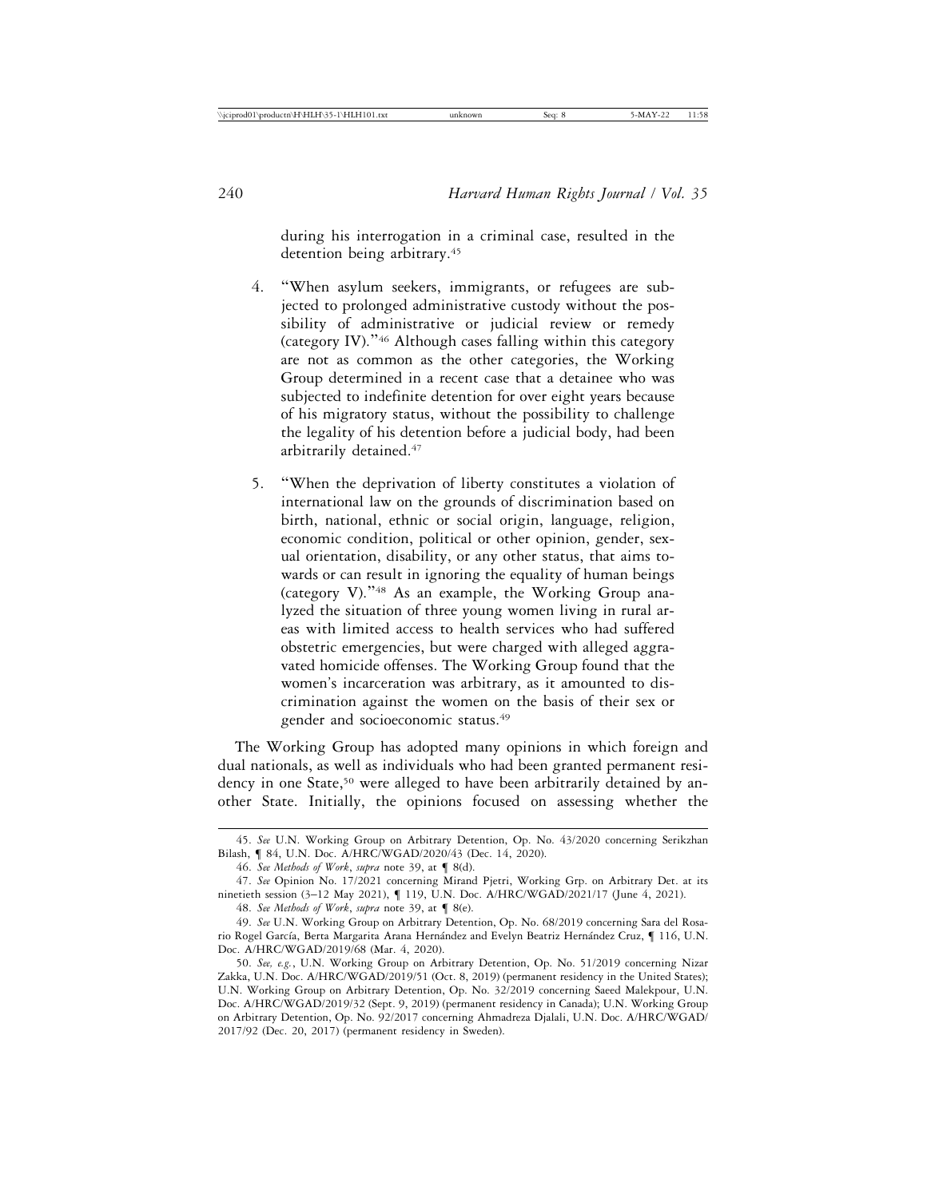during his interrogation in a criminal case, resulted in the detention being arbitrary.[45]

4. "When asylum seekers, immigrants, or refugees are subjected to prolonged administrative custody without the possibility of administrative or judicial review or remedy (category IV)."[46] Although cases falling within this category are not as common as the other categories, the Working Group determined in a recent case that a detainee who was subjected to indefinite detention for over eight years because of his migratory status, without the possibility to challenge the legality of his detention before a judicial body, had been arbitrarily detained.[47]

5. "When the deprivation of liberty constitutes a violation of international law on the grounds of discrimination based on birth, national, ethnic or social origin, language, religion, economic condition, political or other opinion, gender, sexual orientation, disability, or any other status, that aims towards or can result in ignoring the equality of human beings (category V)."[48] As an example, the Working Group analyzed the situation of three young women living in rural areas with limited access to health services who had suffered obstetric emergencies, but were charged with alleged aggravated homicide offenses. The Working Group found that the women's incarceration was arbitrary, as it amounted to discrimination against the women on the basis of their sex or gender and socioeconomic status.[49]

The Working Group has adopted many opinions in which foreign and dual nationals, as well as individuals who had been granted permanent residency in one State,[50] were alleged to have been arbitrarily detained by another State. Initially, the opinions focused on assessing whether the

---

45. *See* U.N. Working Group on Arbitrary Detention, Op. No. 43/2020 concerning Serikzhan Bilash, ¶ 84, U.N. Doc. A/HRC/WGAD/2020/43 (Dec. 14, 2020).

46. *See Methods of Work*, *supra* note 39, at ¶ 8(d).

47. *See* Opinion No. 17/2021 concerning Mirand Pjetri, Working Grp. on Arbitrary Det. at its ninetieth session (3–12 May 2021), ¶ 119, U.N. Doc. A/HRC/WGAD/2021/17 (June 4, 2021).

48. *See Methods of Work*, *supra* note 39, at ¶ 8(e).

49. *See* U.N. Working Group on Arbitrary Detention, Op. No. 68/2019 concerning Sara del Rosario Rogel García, Berta Margarita Arana Hernández and Evelyn Beatriz Hernández Cruz, ¶ 116, U.N. Doc. A/HRC/WGAD/2019/68 (Mar. 4, 2020).

50. *See, e.g.*, U.N. Working Group on Arbitrary Detention, Op. No. 51/2019 concerning Nizar Zakka, U.N. Doc. A/HRC/WGAD/2019/51 (Oct. 8, 2019) (permanent residency in the United States); U.N. Working Group on Arbitrary Detention, Op. No. 32/2019 concerning Saeed Malekpour, U.N. Doc. A/HRC/WGAD/2019/32 (Sept. 9, 2019) (permanent residency in Canada); U.N. Working Group on Arbitrary Detention, Op. No. 92/2017 concerning Ahmadreza Djalali, U.N. Doc. A/HRC/WGAD/2017/92 (Dec. 20, 2017) (permanent residency in Sweden).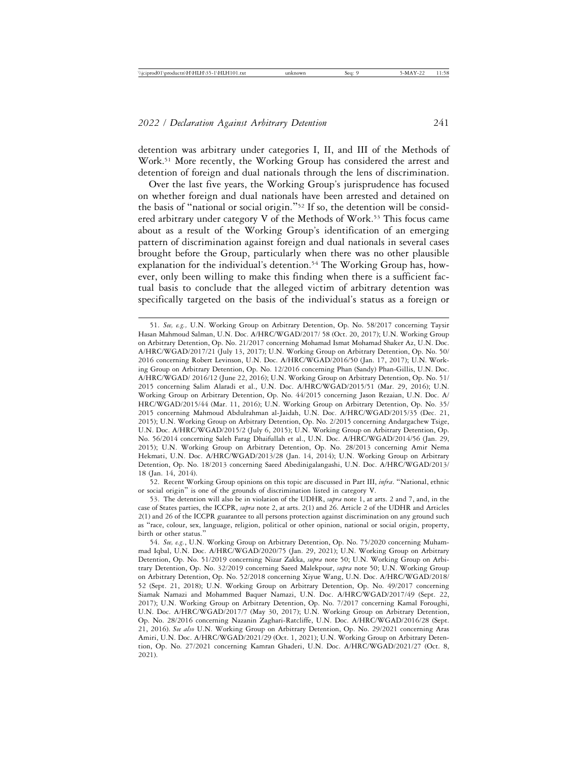detention was arbitrary under categories I, II, and III of the Methods of Work.[51] More recently, the Working Group has considered the arrest and detention of foreign and dual nationals through the lens of discrimination.

Over the last five years, the Working Group's jurisprudence has focused on whether foreign and dual nationals have been arrested and detained on the basis of "national or social origin."[52] If so, the detention will be considered arbitrary under category V of the Methods of Work.[53] This focus came about as a result of the Working Group's identification of an emerging pattern of discrimination against foreign and dual nationals in several cases brought before the Group, particularly when there was no other plausible explanation for the individual's detention.[54] The Working Group has, however, only been willing to make this finding when there is a sufficient factual basis to conclude that the alleged victim of arbitrary detention was specifically targeted on the basis of the individual's status as a foreign or

---

51. *See, e.g.,* U.N. Working Group on Arbitrary Detention, Op. No. 58/2017 concerning Taysir Hasan Mahmoud Salman, U.N. Doc. A/HRC/WGAD/2017/ 58 (Oct. 20, 2017); U.N. Working Group on Arbitrary Detention, Op. No. 21/2017 concerning Mohamad Ismat Mohamad Shaker Az, U.N. Doc. A/HRC/WGAD/2017/21 (July 13, 2017); U.N. Working Group on Arbitrary Detention, Op. No. 50/2016 concerning Robert Levinson, U.N. Doc. A/HRC/WGAD/2016/50 (Jan. 17, 2017); U.N. Working Group on Arbitrary Detention, Op. No. 12/2016 concerning Phan (Sandy) Phan-Gillis, U.N. Doc. A/HRC/WGAD/ 2016/12 (June 22, 2016); U.N. Working Group on Arbitrary Detention, Op. No. 51/2015 concerning Salim Alaradi et al., U.N. Doc. A/HRC/WGAD/2015/51 (Mar. 29, 2016); U.N. Working Group on Arbitrary Detention, Op. No. 44/2015 concerning Jason Rezaian, U.N. Doc. A/HRC/WGAD/2015/44 (Mar. 11, 2016); U.N. Working Group on Arbitrary Detention, Op. No. 35/2015 concerning Mahmoud Abdulrahman al-Jaidah, U.N. Doc. A/HRC/WGAD/2015/35 (Dec. 21, 2015); U.N. Working Group on Arbitrary Detention, Op. No. 2/2015 concerning Andargachew Tsige, U.N. Doc. A/HRC/WGAD/2015/2 (July 6, 2015); U.N. Working Group on Arbitrary Detention, Op. No. 56/2014 concerning Saleh Farag Dhaifullah et al., U.N. Doc. A/HRC/WGAD/2014/56 (Jan. 29, 2015); U.N. Working Group on Arbitrary Detention, Op. No. 28/2013 concerning Amir Nema Hekmati, U.N. Doc. A/HRC/WGAD/2013/28 (Jan. 14, 2014); U.N. Working Group on Arbitrary Detention, Op. No. 18/2013 concerning Saeed Abedinigalangashi, U.N. Doc. A/HRC/WGAD/2013/18 (Jan. 14, 2014).

52. Recent Working Group opinions on this topic are discussed in Part III, *infra*. "National, ethnic or social origin" is one of the grounds of discrimination listed in category V.

53. The detention will also be in violation of the UDHR, *supra* note 1, at arts. 2 and 7, and, in the case of States parties, the ICCPR, *supra* note 2, at arts. 2(1) and 26. Article 2 of the UDHR and Articles 2(1) and 26 of the ICCPR guarantee to all persons protection against discrimination on any ground such as "race, colour, sex, language, religion, political or other opinion, national or social origin, property, birth or other status."

54. *See, e.g.*, U.N. Working Group on Arbitrary Detention, Op. No. 75/2020 concerning Muhammad Iqbal, U.N. Doc. A/HRC/WGAD/2020/75 (Jan. 29, 2021); U.N. Working Group on Arbitrary Detention, Op. No. 51/2019 concerning Nizar Zakka, *supra* note 50; U.N. Working Group on Arbitrary Detention, Op. No. 32/2019 concerning Saeed Malekpour, *supra* note 50; U.N. Working Group on Arbitrary Detention, Op. No. 52/2018 concerning Xiyue Wang, U.N. Doc. A/HRC/WGAD/2018/52 (Sept. 21, 2018); U.N. Working Group on Arbitrary Detention, Op. No. 49/2017 concerning Siamak Namazi and Mohammed Baquer Namazi, U.N. Doc. A/HRC/WGAD/2017/49 (Sept. 22, 2017); U.N. Working Group on Arbitrary Detention, Op. No. 7/2017 concerning Kamal Foroughi, U.N. Doc. A/HRC/WGAD/2017/7 (May 30, 2017); U.N. Working Group on Arbitrary Detention, Op. No. 28/2016 concerning Nazanin Zaghari-Ratcliffe, U.N. Doc. A/HRC/WGAD/2016/28 (Sept. 21, 2016). *See also* U.N. Working Group on Arbitrary Detention, Op. No. 29/2021 concerning Aras Amiri, U.N. Doc. A/HRC/WGAD/2021/29 (Oct. 1, 2021); U.N. Working Group on Arbitrary Detention, Op. No. 27/2021 concerning Kamran Ghaderi, U.N. Doc. A/HRC/WGAD/2021/27 (Oct. 8, 2021).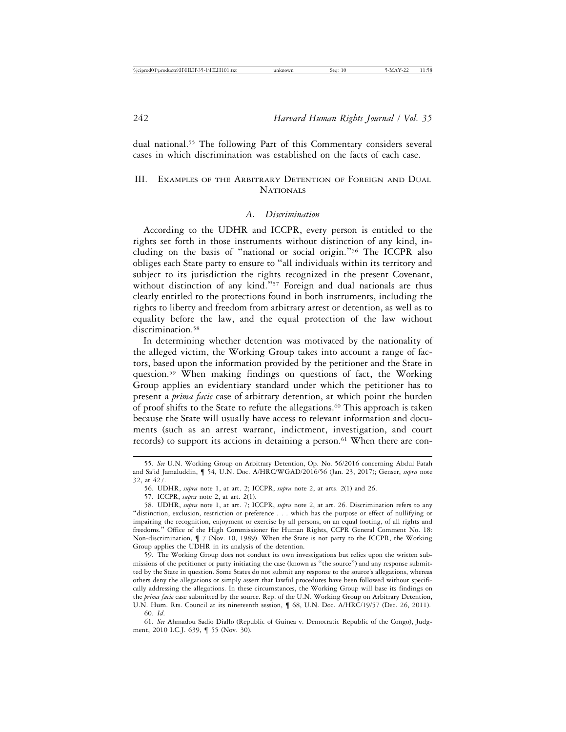dual national.[55] The following Part of this Commentary considers several cases in which discrimination was established on the facts of each case.

## III. Examples of the Arbitrary Detention of Foreign and Dual Nationals

### *A. Discrimination*

According to the UDHR and ICCPR, every person is entitled to the rights set forth in those instruments without distinction of any kind, including on the basis of "national or social origin."[56] The ICCPR also obliges each State party to ensure to "all individuals within its territory and subject to its jurisdiction the rights recognized in the present Covenant, without distinction of any kind."[57] Foreign and dual nationals are thus clearly entitled to the protections found in both instruments, including the rights to liberty and freedom from arbitrary arrest or detention, as well as to equality before the law, and the equal protection of the law without discrimination.[58]

In determining whether detention was motivated by the nationality of the alleged victim, the Working Group takes into account a range of factors, based upon the information provided by the petitioner and the State in question.[59] When making findings on questions of fact, the Working Group applies an evidentiary standard under which the petitioner has to present a *prima facie* case of arbitrary detention, at which point the burden of proof shifts to the State to refute the allegations.[60] This approach is taken because the State will usually have access to relevant information and documents (such as an arrest warrant, indictment, investigation, and court records) to support its actions in detaining a person.[61] When there are con-

---

55. *See* U.N. Working Group on Arbitrary Detention, Op. No. 56/2016 concerning Abdul Fatah and Sa'id Jamaluddin, ¶ 54, U.N. Doc. A/HRC/WGAD/2016/56 (Jan. 23, 2017); Genser, *supra* note 32, at 427.

56. UDHR, *supra* note 1, at art. 2; ICCPR, *supra* note 2, at arts. 2(1) and 26.

57. ICCPR, *supra* note 2, at art. 2(1).

58. UDHR, *supra* note 1, at art. 7; ICCPR, *supra* note 2, at art. 26. Discrimination refers to any "distinction, exclusion, restriction or preference . . . which has the purpose or effect of nullifying or impairing the recognition, enjoyment or exercise by all persons, on an equal footing, of all rights and freedoms." Office of the High Commissioner for Human Rights, CCPR General Comment No. 18: Non-discrimination, ¶ 7 (Nov. 10, 1989). When the State is not party to the ICCPR, the Working Group applies the UDHR in its analysis of the detention.

59. The Working Group does not conduct its own investigations but relies upon the written submissions of the petitioner or party initiating the case (known as "the source") and any response submitted by the State in question. Some States do not submit any response to the source's allegations, whereas others deny the allegations or simply assert that lawful procedures have been followed without specifically addressing the allegations. In these circumstances, the Working Group will base its findings on the *prima facie* case submitted by the source. Rep. of the U.N. Working Group on Arbitrary Detention, U.N. Hum. Rts. Council at its nineteenth session, ¶ 68, U.N. Doc. A/HRC/19/57 (Dec. 26, 2011).

60. *Id*.

61. *See* Ahmadou Sadio Diallo (Republic of Guinea v. Democratic Republic of the Congo), Judgment, 2010 I.C.J. 639, ¶ 55 (Nov. 30).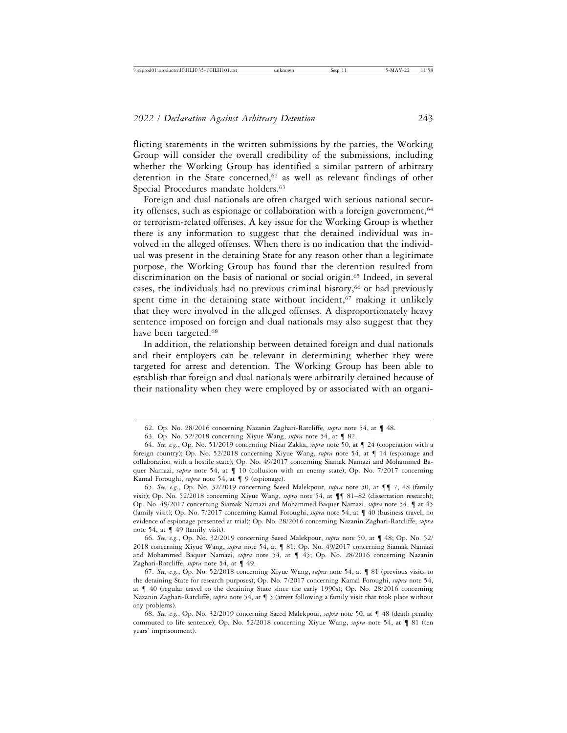flicting statements in the written submissions by the parties, the Working Group will consider the overall credibility of the submissions, including whether the Working Group has identified a similar pattern of arbitrary detention in the State concerned,[62] as well as relevant findings of other Special Procedures mandate holders.[63]

Foreign and dual nationals are often charged with serious national security offenses, such as espionage or collaboration with a foreign government,[64] or terrorism-related offenses. A key issue for the Working Group is whether there is any information to suggest that the detained individual was involved in the alleged offenses. When there is no indication that the individual was present in the detaining State for any reason other than a legitimate purpose, the Working Group has found that the detention resulted from discrimination on the basis of national or social origin.[65] Indeed, in several cases, the individuals had no previous criminal history,[66] or had previously spent time in the detaining state without incident,[67] making it unlikely that they were involved in the alleged offenses. A disproportionately heavy sentence imposed on foreign and dual nationals may also suggest that they have been targeted.[68]

In addition, the relationship between detained foreign and dual nationals and their employers can be relevant in determining whether they were targeted for arrest and detention. The Working Group has been able to establish that foreign and dual nationals were arbitrarily detained because of their nationality when they were employed by or associated with an organi-

---

62. Op. No. 28/2016 concerning Nazanin Zaghari-Ratcliffe, *supra* note 54, at ¶ 48.

63. Op. No. 52/2018 concerning Xiyue Wang, *supra* note 54, at ¶ 82.

64. *See, e.g.*, Op. No. 51/2019 concerning Nizar Zakka, *supra* note 50, at ¶ 24 (cooperation with a foreign country); Op. No. 52/2018 concerning Xiyue Wang, *supra* note 54, at ¶ 14 (espionage and collaboration with a hostile state); Op. No. 49/2017 concerning Siamak Namazi and Mohammed Baquer Namazi, *supra* note 54, at ¶ 10 (collusion with an enemy state); Op. No. 7/2017 concerning Kamal Foroughi, *supra* note 54, at ¶ 9 (espionage).

65. *See, e.g.*, Op. No. 32/2019 concerning Saeed Malekpour, *supra* note 50, at ¶¶ 7, 48 (family visit); Op. No. 52/2018 concerning Xiyue Wang, *supra* note 54, at ¶¶ 81–82 (dissertation research); Op. No. 49/2017 concerning Siamak Namazi and Mohammed Baquer Namazi, *supra* note 54, ¶ at 45 (family visit); Op. No. 7/2017 concerning Kamal Foroughi, *supra* note 54, at ¶ 40 (business travel, no evidence of espionage presented at trial); Op. No. 28/2016 concerning Nazanin Zaghari-Ratcliffe, *supra* note 54, at ¶ 49 (family visit).

66. *See, e.g.*, Op. No. 32/2019 concerning Saeed Malekpour, *supra* note 50, at ¶ 48; Op. No. 52/2018 concerning Xiyue Wang, *supra* note 54, at ¶ 81; Op. No. 49/2017 concerning Siamak Namazi and Mohammed Baquer Namazi, *supra* note 54, at ¶ 45; Op. No. 28/2016 concerning Nazanin Zaghari-Ratcliffe, *supra* note 54, at ¶ 49.

67. *See, e.g.*, Op. No. 52/2018 concerning Xiyue Wang, *supra* note 54, at ¶ 81 (previous visits to the detaining State for research purposes); Op. No. 7/2017 concerning Kamal Foroughi, *supra* note 54, at ¶ 40 (regular travel to the detaining State since the early 1990s); Op. No. 28/2016 concerning Nazanin Zaghari-Ratcliffe, *supra* note 54, at ¶ 5 (arrest following a family visit that took place without any problems).

68. *See, e.g.*, Op. No. 32/2019 concerning Saeed Malekpour, *supra* note 50, at ¶ 48 (death penalty commuted to life sentence); Op. No. 52/2018 concerning Xiyue Wang, *supra* note 54, at ¶ 81 (ten years' imprisonment).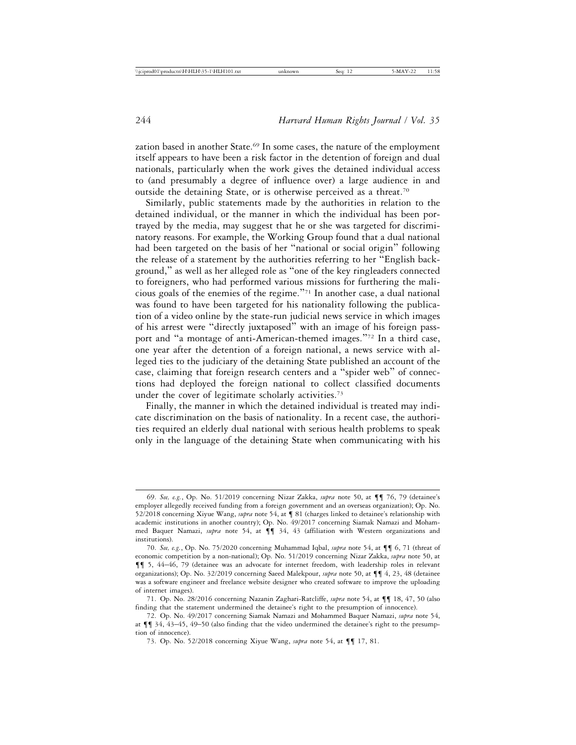zation based in another State.[69] In some cases, the nature of the employment itself appears to have been a risk factor in the detention of foreign and dual nationals, particularly when the work gives the detained individual access to (and presumably a degree of influence over) a large audience in and outside the detaining State, or is otherwise perceived as a threat.[70]

Similarly, public statements made by the authorities in relation to the detained individual, or the manner in which the individual has been portrayed by the media, may suggest that he or she was targeted for discriminatory reasons. For example, the Working Group found that a dual national had been targeted on the basis of her "national or social origin" following the release of a statement by the authorities referring to her "English background," as well as her alleged role as "one of the key ringleaders connected to foreigners, who had performed various missions for furthering the malicious goals of the enemies of the regime."[71] In another case, a dual national was found to have been targeted for his nationality following the publication of a video online by the state-run judicial news service in which images of his arrest were "directly juxtaposed" with an image of his foreign passport and "a montage of anti-American-themed images."[72] In a third case, one year after the detention of a foreign national, a news service with alleged ties to the judiciary of the detaining State published an account of the case, claiming that foreign research centers and a "spider web" of connections had deployed the foreign national to collect classified documents under the cover of legitimate scholarly activities.[73]

Finally, the manner in which the detained individual is treated may indicate discrimination on the basis of nationality. In a recent case, the authorities required an elderly dual national with serious health problems to speak only in the language of the detaining State when communicating with his

---

69. *See, e.g.*, Op. No. 51/2019 concerning Nizar Zakka, *supra* note 50, at ¶¶ 76, 79 (detainee's employer allegedly received funding from a foreign government and an overseas organization); Op. No. 52/2018 concerning Xiyue Wang, *supra* note 54, at ¶ 81 (charges linked to detainee's relationship with academic institutions in another country); Op. No. 49/2017 concerning Siamak Namazi and Mohammed Baquer Namazi, *supra* note 54, at ¶¶ 34, 43 (affiliation with Western organizations and institutions).

70. *See, e.g.*, Op. No. 75/2020 concerning Muhammad Iqbal, *supra* note 54, at ¶¶ 6, 71 (threat of economic competition by a non-national); Op. No. 51/2019 concerning Nizar Zakka, *supra* note 50, at ¶¶ 5, 44–46, 79 (detainee was an advocate for internet freedom, with leadership roles in relevant organizations); Op. No. 32/2019 concerning Saeed Malekpour, *supra* note 50, at ¶¶ 4, 23, 48 (detainee was a software engineer and freelance website designer who created software to improve the uploading of internet images).

71. Op. No. 28/2016 concerning Nazanin Zaghari-Ratcliffe, *supra* note 54, at ¶¶ 18, 47, 50 (also finding that the statement undermined the detainee's right to the presumption of innocence).

72. Op. No. 49/2017 concerning Siamak Namazi and Mohammed Baquer Namazi, *supra* note 54, at ¶¶ 34, 43–45, 49–50 (also finding that the video undermined the detainee's right to the presumption of innocence).

73. Op. No. 52/2018 concerning Xiyue Wang, *supra* note 54, at ¶¶ 17, 81.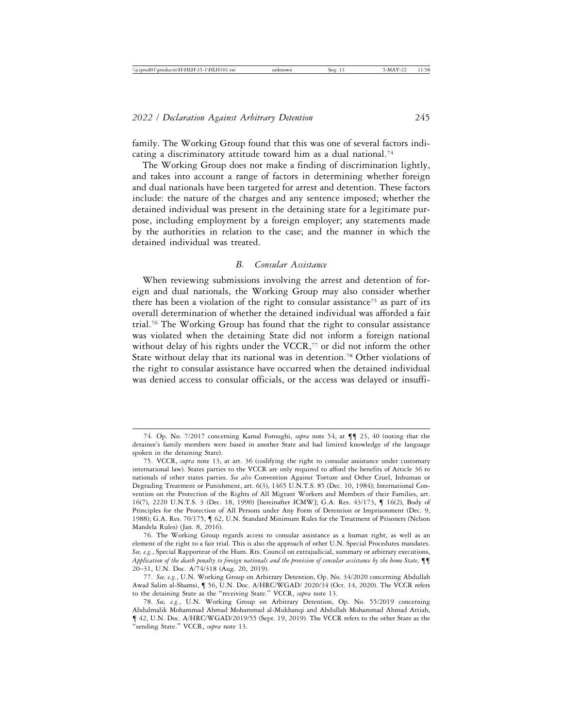family. The Working Group found that this was one of several factors indicating a discriminatory attitude toward him as a dual national.[74]

The Working Group does not make a finding of discrimination lightly, and takes into account a range of factors in determining whether foreign and dual nationals have been targeted for arrest and detention. These factors include: the nature of the charges and any sentence imposed; whether the detained individual was present in the detaining state for a legitimate purpose, including employment by a foreign employer; any statements made by the authorities in relation to the case; and the manner in which the detained individual was treated.

### *B. Consular Assistance*

When reviewing submissions involving the arrest and detention of foreign and dual nationals, the Working Group may also consider whether there has been a violation of the right to consular assistance[75] as part of its overall determination of whether the detained individual was afforded a fair trial.[76] The Working Group has found that the right to consular assistance was violated when the detaining State did not inform a foreign national without delay of his rights under the VCCR,[77] or did not inform the other State without delay that its national was in detention.[78] Other violations of the right to consular assistance have occurred when the detained individual was denied access to consular officials, or the access was delayed or insuffi-

---

74. Op. No. 7/2017 concerning Kamal Foroughi, *supra* note 54, at ¶¶ 23, 40 (noting that the detainee's family members were based in another State and had limited knowledge of the language spoken in the detaining State).

75. VCCR, *supra* note 13, at art. 36 (codifying the right to consular assistance under customary international law). States parties to the VCCR are only required to afford the benefits of Article 36 to nationals of other states parties. *See also* Convention Against Torture and Other Cruel, Inhuman or Degrading Treatment or Punishment, art. 6(3), 1465 U.N.T.S. 85 (Dec. 10, 1984); International Convention on the Protection of the Rights of All Migrant Workers and Members of their Families, art. 16(7), 2220 U.N.T.S. 3 (Dec. 18, 1990) [hereinafter ICMW]; G.A. Res. 43/173, ¶ 16(2), Body of Principles for the Protection of All Persons under Any Form of Detention or Imprisonment (Dec. 9, 1988); G.A. Res. 70/175, ¶ 62, U.N. Standard Minimum Rules for the Treatment of Prisoners (Nelson Mandela Rules) (Jan. 8, 2016).

76. The Working Group regards access to consular assistance as a human right, as well as an element of the right to a fair trial. This is also the approach of other U.N. Special Procedures mandates. *See, e.g.*, Special Rapporteur of the Hum. Rts. Council on extrajudicial, summary or arbitrary executions, *Application of the death penalty to foreign nationals and the provision of consular assistance by the home State*, ¶¶ 20–31, U.N. Doc. A/74/318 (Aug. 20, 2019).

77. *See, e.g.*, U.N. Working Group on Arbitrary Detention, Op. No. 34/2020 concerning Abdullah Awad Salim al-Shamsi, ¶ 56, U.N. Doc. A/HRC/WGAD/ 2020/34 (Oct. 14, 2020). The VCCR refers to the detaining State as the "receiving State." VCCR, *supra* note 13.

78. *See, e.g.*, U.N. Working Group on Arbitrary Detention, Op. No. 55/2019 concerning Abdulmalik Mohammad Ahmad Mohammad al-Mukhanqi and Abdullah Mohammad Ahmad Attiah, ¶ 42, U.N. Doc. A/HRC/WGAD/2019/55 (Sept. 19, 2019). The VCCR refers to the other State as the "sending State." VCCR, *supra* note 13.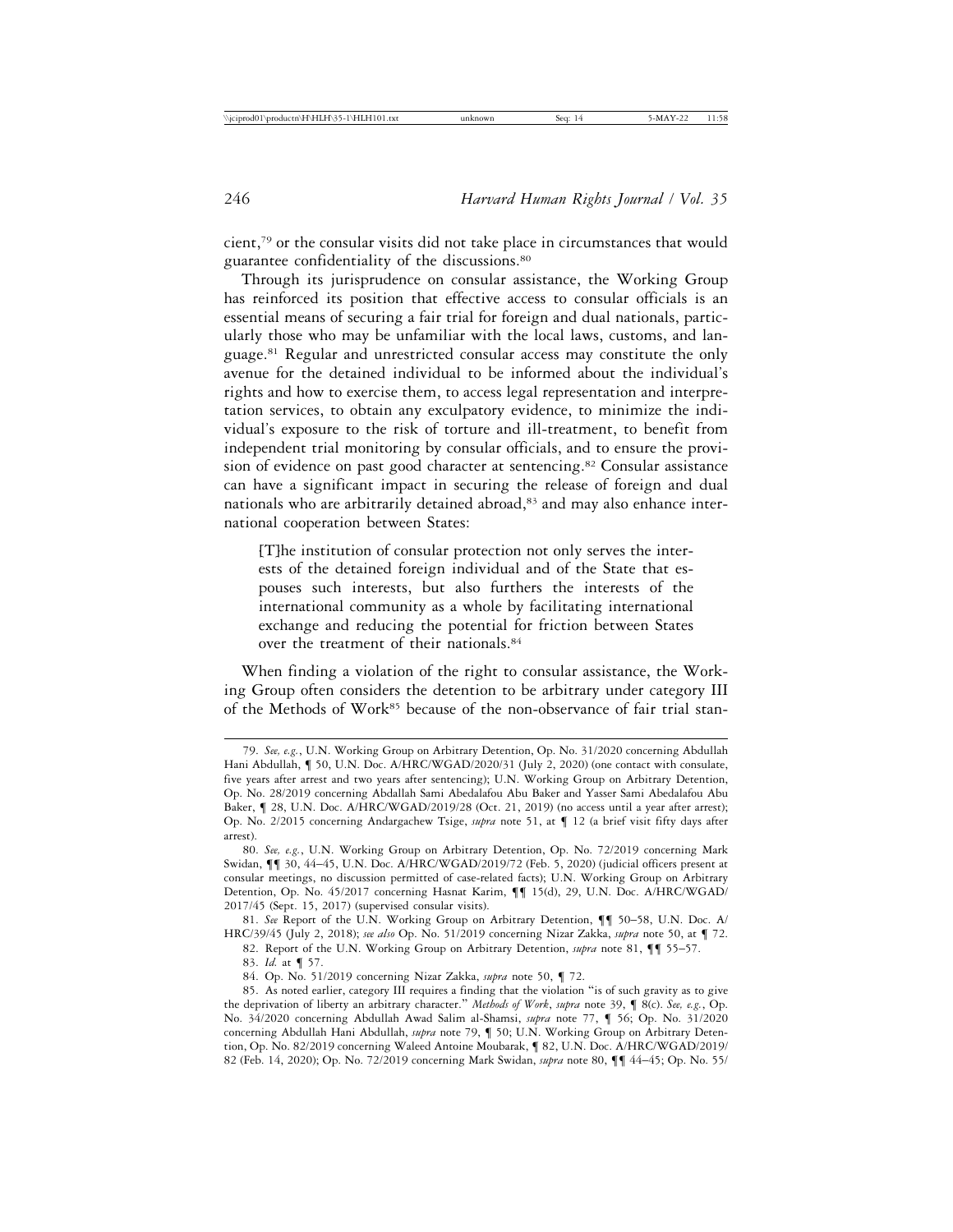cient,[79] or the consular visits did not take place in circumstances that would guarantee confidentiality of the discussions.[80]

Through its jurisprudence on consular assistance, the Working Group has reinforced its position that effective access to consular officials is an essential means of securing a fair trial for foreign and dual nationals, particularly those who may be unfamiliar with the local laws, customs, and language.[81] Regular and unrestricted consular access may constitute the only avenue for the detained individual to be informed about the individual's rights and how to exercise them, to access legal representation and interpretation services, to obtain any exculpatory evidence, to minimize the individual's exposure to the risk of torture and ill-treatment, to benefit from independent trial monitoring by consular officials, and to ensure the provision of evidence on past good character at sentencing.[82] Consular assistance can have a significant impact in securing the release of foreign and dual nationals who are arbitrarily detained abroad,[83] and may also enhance international cooperation between States:

> [T]he institution of consular protection not only serves the interests of the detained foreign individual and of the State that espouses such interests, but also furthers the interests of the international community as a whole by facilitating international exchange and reducing the potential for friction between States over the treatment of their nationals.[84]

When finding a violation of the right to consular assistance, the Working Group often considers the detention to be arbitrary under category III of the Methods of Work[85] because of the non-observance of fair trial stan-

---

79. *See, e.g.*, U.N. Working Group on Arbitrary Detention, Op. No. 31/2020 concerning Abdullah Hani Abdullah, ¶ 50, U.N. Doc. A/HRC/WGAD/2020/31 (July 2, 2020) (one contact with consulate, five years after arrest and two years after sentencing); U.N. Working Group on Arbitrary Detention, Op. No. 28/2019 concerning Abdallah Sami Abedalafou Abu Baker and Yasser Sami Abedalafou Abu Baker, ¶ 28, U.N. Doc. A/HRC/WGAD/2019/28 (Oct. 21, 2019) (no access until a year after arrest); Op. No. 2/2015 concerning Andargachew Tsige, *supra* note 51, at ¶ 12 (a brief visit fifty days after arrest).

80. *See, e.g.*, U.N. Working Group on Arbitrary Detention, Op. No. 72/2019 concerning Mark Swidan, ¶¶ 30, 44–45, U.N. Doc. A/HRC/WGAD/2019/72 (Feb. 5, 2020) (judicial officers present at consular meetings, no discussion permitted of case-related facts); U.N. Working Group on Arbitrary Detention, Op. No. 45/2017 concerning Hasnat Karim, ¶¶ 15(d), 29, U.N. Doc. A/HRC/WGAD/2017/45 (Sept. 15, 2017) (supervised consular visits).

81. *See* Report of the U.N. Working Group on Arbitrary Detention, ¶¶ 50–58, U.N. Doc. A/HRC/39/45 (July 2, 2018); *see also* Op. No. 51/2019 concerning Nizar Zakka, *supra* note 50, at ¶ 72.

82. Report of the U.N. Working Group on Arbitrary Detention, *supra* note 81, ¶¶ 55–57.

83. *Id.* at ¶ 57.

84. Op. No. 51/2019 concerning Nizar Zakka, *supra* note 50, ¶ 72.

85. As noted earlier, category III requires a finding that the violation "is of such gravity as to give the deprivation of liberty an arbitrary character." *Methods of Work*, *supra* note 39, ¶ 8(c). *See, e.g.*, Op. No. 34/2020 concerning Abdullah Awad Salim al-Shamsi, *supra* note 77, ¶ 56; Op. No. 31/2020 concerning Abdullah Hani Abdullah, *supra* note 79, ¶ 50; U.N. Working Group on Arbitrary Detention, Op. No. 82/2019 concerning Waleed Antoine Moubarak, ¶ 82, U.N. Doc. A/HRC/WGAD/2019/82 (Feb. 14, 2020); Op. No. 72/2019 concerning Mark Swidan, *supra* note 80, ¶¶ 44–45; Op. No. 55/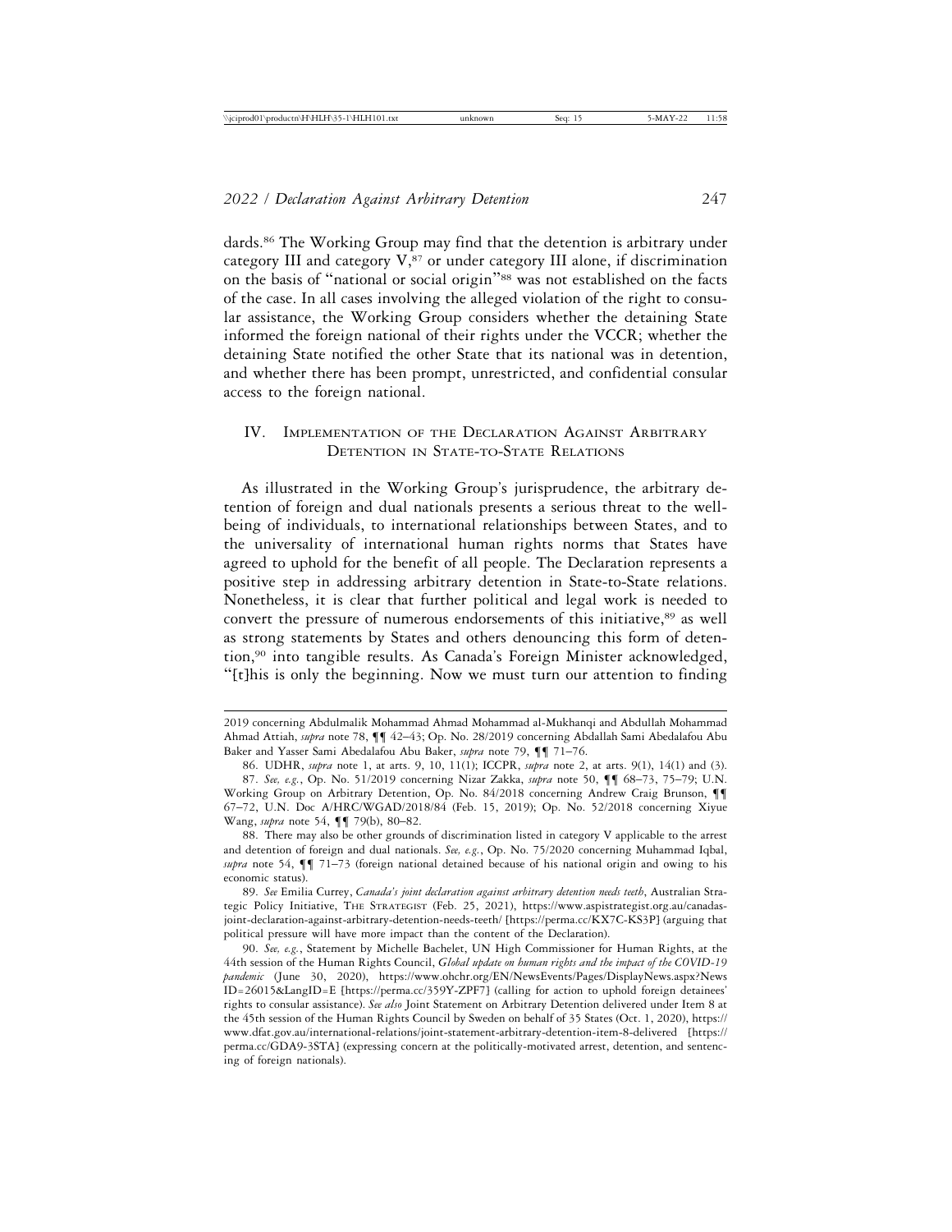dards.[86] The Working Group may find that the detention is arbitrary under category III and category V,[87] or under category III alone, if discrimination on the basis of "national or social origin"[88] was not established on the facts of the case. In all cases involving the alleged violation of the right to consular assistance, the Working Group considers whether the detaining State informed the foreign national of their rights under the VCCR; whether the detaining State notified the other State that its national was in detention, and whether there has been prompt, unrestricted, and confidential consular access to the foreign national.

## IV. Implementation of the Declaration Against Arbitrary Detention in State-to-State Relations

As illustrated in the Working Group's jurisprudence, the arbitrary detention of foreign and dual nationals presents a serious threat to the wellbeing of individuals, to international relationships between States, and to the universality of international human rights norms that States have agreed to uphold for the benefit of all people. The Declaration represents a positive step in addressing arbitrary detention in State-to-State relations. Nonetheless, it is clear that further political and legal work is needed to convert the pressure of numerous endorsements of this initiative,[89] as well as strong statements by States and others denouncing this form of detention,[90] into tangible results. As Canada's Foreign Minister acknowledged, "[t]his is only the beginning. Now we must turn our attention to finding

---

2019 concerning Abdulmalik Mohammad Ahmad Mohammad al-Mukhanqi and Abdullah Mohammad Ahmad Attiah, *supra* note 78, ¶¶ 42–43; Op. No. 28/2019 concerning Abdallah Sami Abedalafou Abu Baker and Yasser Sami Abedalafou Abu Baker, *supra* note 79, ¶¶ 71–76.

86. UDHR, *supra* note 1, at arts. 9, 10, 11(1); ICCPR, *supra* note 2, at arts. 9(1), 14(1) and (3).

87. *See, e.g.*, Op. No. 51/2019 concerning Nizar Zakka, *supra* note 50, ¶¶ 68–73, 75–79; U.N. Working Group on Arbitrary Detention, Op. No. 84/2018 concerning Andrew Craig Brunson, ¶¶ 67–72, U.N. Doc A/HRC/WGAD/2018/84 (Feb. 15, 2019); Op. No. 52/2018 concerning Xiyue Wang, *supra* note 54, ¶¶ 79(b), 80–82.

88. There may also be other grounds of discrimination listed in category V applicable to the arrest and detention of foreign and dual nationals. *See, e.g.*, Op. No. 75/2020 concerning Muhammad Iqbal, *supra* note 54, ¶¶ 71–73 (foreign national detained because of his national origin and owing to his economic status).

89. *See* Emilia Currey, *Canada's joint declaration against arbitrary detention needs teeth*, Australian Strategic Policy Initiative, The Strategist (Feb. 25, 2021), https://www.aspistrategist.org.au/canadas-joint-declaration-against-arbitrary-detention-needs-teeth/ [https://perma.cc/KX7C-KS3P] (arguing that political pressure will have more impact than the content of the Declaration).

90. *See, e.g.*, Statement by Michelle Bachelet, UN High Commissioner for Human Rights, at the 44th session of the Human Rights Council, *Global update on human rights and the impact of the COVID-19 pandemic* (June 30, 2020), https://www.ohchr.org/EN/NewsEvents/Pages/DisplayNews.aspx?NewsID=26015&LangID=E [https://perma.cc/359Y-ZPF7] (calling for action to uphold foreign detainees' rights to consular assistance). *See also* Joint Statement on Arbitrary Detention delivered under Item 8 at the 45th session of the Human Rights Council by Sweden on behalf of 35 States (Oct. 1, 2020), https://www.dfat.gov.au/international-relations/joint-statement-arbitrary-detention-item-8-delivered [https://perma.cc/GDA9-3STA] (expressing concern at the politically-motivated arrest, detention, and sentencing of foreign nationals).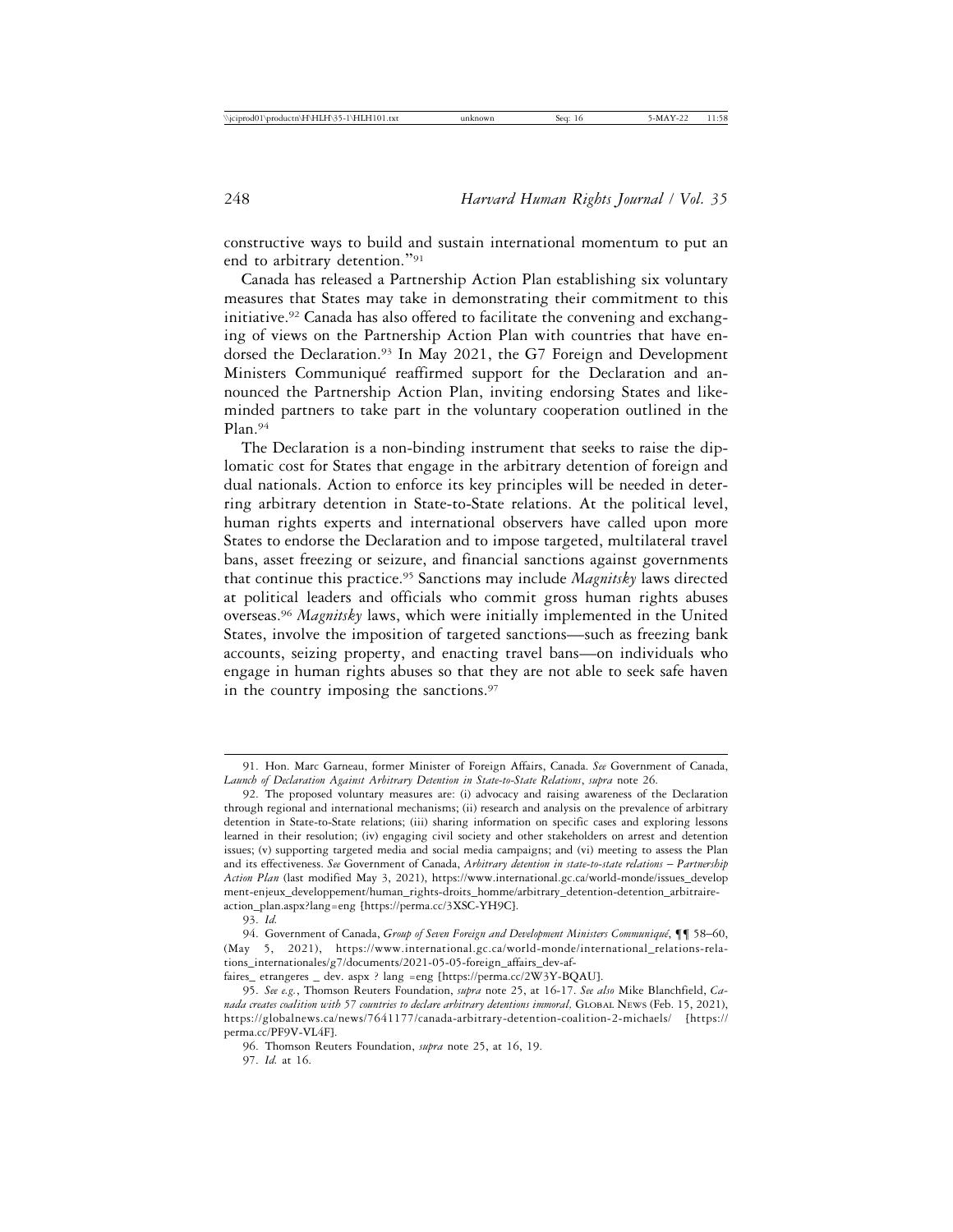constructive ways to build and sustain international momentum to put an end to arbitrary detention."[91]

Canada has released a Partnership Action Plan establishing six voluntary measures that States may take in demonstrating their commitment to this initiative.[92] Canada has also offered to facilitate the convening and exchanging of views on the Partnership Action Plan with countries that have endorsed the Declaration.[93] In May 2021, the G7 Foreign and Development Ministers Communiqué reaffirmed support for the Declaration and announced the Partnership Action Plan, inviting endorsing States and like-minded partners to take part in the voluntary cooperation outlined in the Plan.[94]

The Declaration is a non-binding instrument that seeks to raise the diplomatic cost for States that engage in the arbitrary detention of foreign and dual nationals. Action to enforce its key principles will be needed in deterring arbitrary detention in State-to-State relations. At the political level, human rights experts and international observers have called upon more States to endorse the Declaration and to impose targeted, multilateral travel bans, asset freezing or seizure, and financial sanctions against governments that continue this practice.[95] Sanctions may include *Magnitsky* laws directed at political leaders and officials who commit gross human rights abuses overseas.[96] *Magnitsky* laws, which were initially implemented in the United States, involve the imposition of targeted sanctions—such as freezing bank accounts, seizing property, and enacting travel bans—on individuals who engage in human rights abuses so that they are not able to seek safe haven in the country imposing the sanctions.[97]

---

91. Hon. Marc Garneau, former Minister of Foreign Affairs, Canada. *See* Government of Canada, *Launch of Declaration Against Arbitrary Detention in State-to-State Relations*, *supra* note 26.

92. The proposed voluntary measures are: (i) advocacy and raising awareness of the Declaration through regional and international mechanisms; (ii) research and analysis on the prevalence of arbitrary detention in State-to-State relations; (iii) sharing information on specific cases and exploring lessons learned in their resolution; (iv) engaging civil society and other stakeholders on arrest and detention issues; (v) supporting targeted media and social media campaigns; and (vi) meeting to assess the Plan and its effectiveness. *See* Government of Canada, *Arbitrary detention in state-to-state relations – Partnership Action Plan* (last modified May 3, 2021), https://www.international.gc.ca/world-monde/issues_development-enjeux_developpement/human_rights-droits_homme/arbitrary_detention-detention_arbitraire-action_plan.aspx?lang=eng [https://perma.cc/3XSC-YH9C].

93. *Id.*

94. Government of Canada, *Group of Seven Foreign and Development Ministers Communiqué*, ¶¶ 58–60, (May 5, 2021), https://www.international.gc.ca/world-monde/international_relations-relations_internationales/g7/documents/2021-05-05-foreign_affairs_dev-affaires_ etrangeres _ dev. aspx ? lang =eng [https://perma.cc/2W3Y-BQAU].

95. *See e.g.*, Thomson Reuters Foundation, *supra* note 25, at 16-17. *See also* Mike Blanchfield, *Canada creates coalition with 57 countries to declare arbitrary detentions immoral,* Global News (Feb. 15, 2021), https://globalnews.ca/news/7641177/canada-arbitrary-detention-coalition-2-michaels/ [https://perma.cc/PF9V-VL4F].

96. Thomson Reuters Foundation, *supra* note 25, at 16, 19.

97. *Id.* at 16.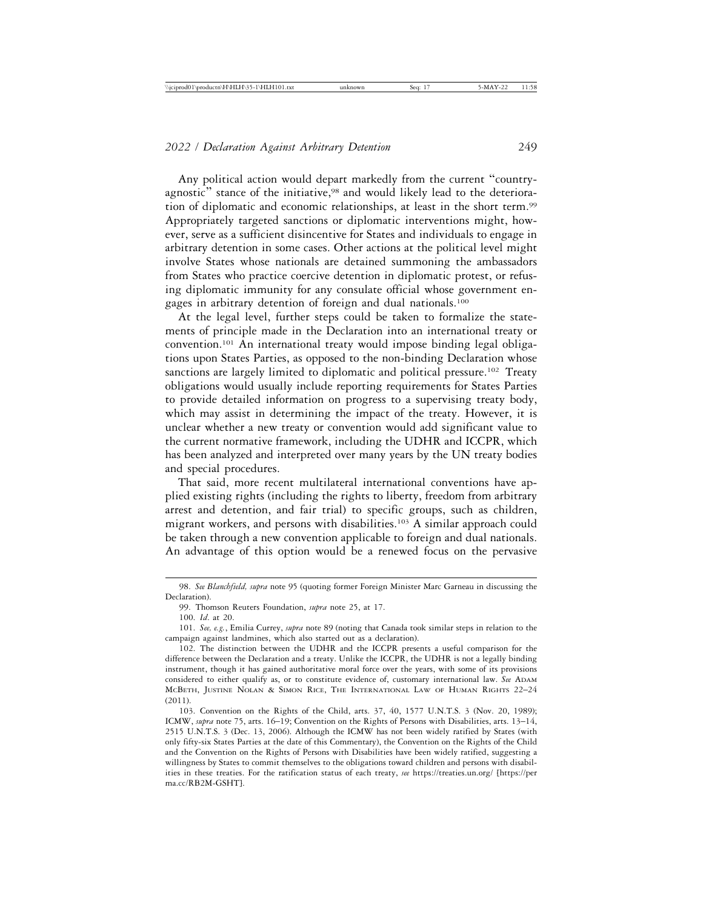Any political action would depart markedly from the current "country-agnostic" stance of the initiative,[98] and would likely lead to the deterioration of diplomatic and economic relationships, at least in the short term.[99] Appropriately targeted sanctions or diplomatic interventions might, however, serve as a sufficient disincentive for States and individuals to engage in arbitrary detention in some cases. Other actions at the political level might involve States whose nationals are detained summoning the ambassadors from States who practice coercive detention in diplomatic protest, or refusing diplomatic immunity for any consulate official whose government engages in arbitrary detention of foreign and dual nationals.[100]

At the legal level, further steps could be taken to formalize the statements of principle made in the Declaration into an international treaty or convention.[101] An international treaty would impose binding legal obligations upon States Parties, as opposed to the non-binding Declaration whose sanctions are largely limited to diplomatic and political pressure.[102] Treaty obligations would usually include reporting requirements for States Parties to provide detailed information on progress to a supervising treaty body, which may assist in determining the impact of the treaty. However, it is unclear whether a new treaty or convention would add significant value to the current normative framework, including the UDHR and ICCPR, which has been analyzed and interpreted over many years by the UN treaty bodies and special procedures.

That said, more recent multilateral international conventions have applied existing rights (including the rights to liberty, freedom from arbitrary arrest and detention, and fair trial) to specific groups, such as children, migrant workers, and persons with disabilities.[103] A similar approach could be taken through a new convention applicable to foreign and dual nationals. An advantage of this option would be a renewed focus on the pervasive

---

98. *See Blanchfield, supra* note 95 (quoting former Foreign Minister Marc Garneau in discussing the Declaration).

99. Thomson Reuters Foundation, *supra* note 25, at 17.

100. *Id.* at 20.

101. *See, e.g.*, Emilia Currey, *supra* note 89 (noting that Canada took similar steps in relation to the campaign against landmines, which also started out as a declaration).

102. The distinction between the UDHR and the ICCPR presents a useful comparison for the difference between the Declaration and a treaty. Unlike the ICCPR, the UDHR is not a legally binding instrument, though it has gained authoritative moral force over the years, with some of its provisions considered to either qualify as, or to constitute evidence of, customary international law. *See* Adam McBeth, Justine Nolan & Simon Rice, The International Law of Human Rights 22–24 (2011).

103. Convention on the Rights of the Child, arts. 37, 40, 1577 U.N.T.S. 3 (Nov. 20, 1989); ICMW, *supra* note 75, arts. 16–19; Convention on the Rights of Persons with Disabilities, arts. 13–14, 2515 U.N.T.S. 3 (Dec. 13, 2006). Although the ICMW has not been widely ratified by States (with only fifty-six States Parties at the date of this Commentary), the Convention on the Rights of the Child and the Convention on the Rights of Persons with Disabilities have been widely ratified, suggesting a willingness by States to commit themselves to the obligations toward children and persons with disabilities in these treaties. For the ratification status of each treaty, *see* https://treaties.un.org/ [https://perma.cc/RB2M-GSHT].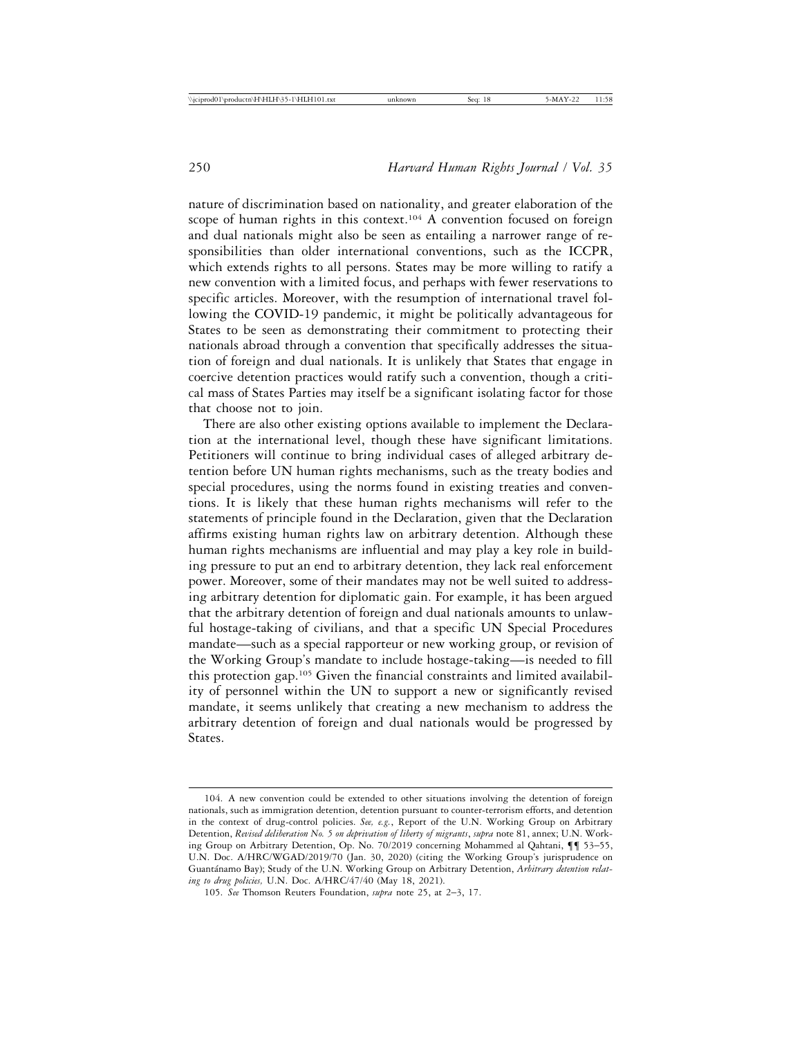nature of discrimination based on nationality, and greater elaboration of the scope of human rights in this context.[104] A convention focused on foreign and dual nationals might also be seen as entailing a narrower range of responsibilities than older international conventions, such as the ICCPR, which extends rights to all persons. States may be more willing to ratify a new convention with a limited focus, and perhaps with fewer reservations to specific articles. Moreover, with the resumption of international travel following the COVID-19 pandemic, it might be politically advantageous for States to be seen as demonstrating their commitment to protecting their nationals abroad through a convention that specifically addresses the situation of foreign and dual nationals. It is unlikely that States that engage in coercive detention practices would ratify such a convention, though a critical mass of States Parties may itself be a significant isolating factor for those that choose not to join.

There are also other existing options available to implement the Declaration at the international level, though these have significant limitations. Petitioners will continue to bring individual cases of alleged arbitrary detention before UN human rights mechanisms, such as the treaty bodies and special procedures, using the norms found in existing treaties and conventions. It is likely that these human rights mechanisms will refer to the statements of principle found in the Declaration, given that the Declaration affirms existing human rights law on arbitrary detention. Although these human rights mechanisms are influential and may play a key role in building pressure to put an end to arbitrary detention, they lack real enforcement power. Moreover, some of their mandates may not be well suited to addressing arbitrary detention for diplomatic gain. For example, it has been argued that the arbitrary detention of foreign and dual nationals amounts to unlawful hostage-taking of civilians, and that a specific UN Special Procedures mandate—such as a special rapporteur or new working group, or revision of the Working Group's mandate to include hostage-taking—is needed to fill this protection gap.[105] Given the financial constraints and limited availability of personnel within the UN to support a new or significantly revised mandate, it seems unlikely that creating a new mechanism to address the arbitrary detention of foreign and dual nationals would be progressed by States.

---

104. A new convention could be extended to other situations involving the detention of foreign nationals, such as immigration detention, detention pursuant to counter-terrorism efforts, and detention in the context of drug-control policies. *See, e.g.*, Report of the U.N. Working Group on Arbitrary Detention, *Revised deliberation No. 5 on deprivation of liberty of migrants*, *supra* note 81, annex; U.N. Working Group on Arbitrary Detention, Op. No. 70/2019 concerning Mohammed al Qahtani, ¶¶ 53–55, U.N. Doc. A/HRC/WGAD/2019/70 (Jan. 30, 2020) (citing the Working Group's jurisprudence on Guantánamo Bay); Study of the U.N. Working Group on Arbitrary Detention, *Arbitrary detention relating to drug policies,* U.N. Doc. A/HRC/47/40 (May 18, 2021).

105. *See* Thomson Reuters Foundation, *supra* note 25, at 2–3, 17.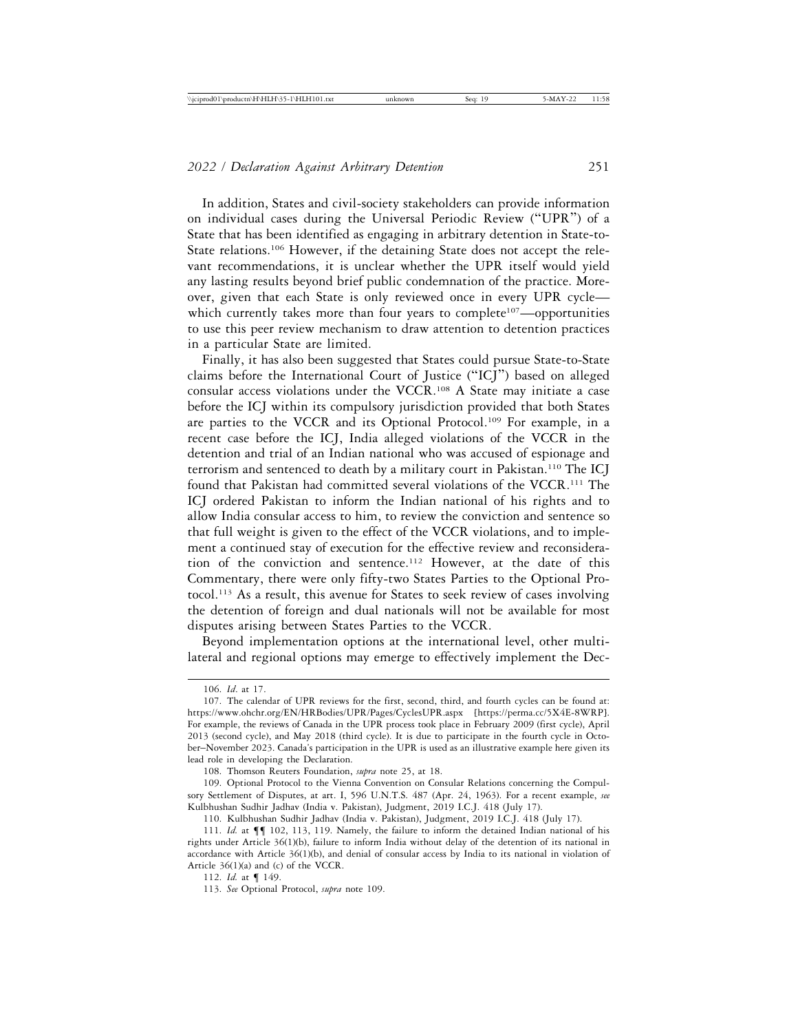In addition, States and civil-society stakeholders can provide information on individual cases during the Universal Periodic Review ("UPR") of a State that has been identified as engaging in arbitrary detention in State-to-State relations.[106] However, if the detaining State does not accept the relevant recommendations, it is unclear whether the UPR itself would yield any lasting results beyond brief public condemnation of the practice. Moreover, given that each State is only reviewed once in every UPR cycle—which currently takes more than four years to complete[107]—opportunities to use this peer review mechanism to draw attention to detention practices in a particular State are limited.

Finally, it has also been suggested that States could pursue State-to-State claims before the International Court of Justice ("ICJ") based on alleged consular access violations under the VCCR.[108] A State may initiate a case before the ICJ within its compulsory jurisdiction provided that both States are parties to the VCCR and its Optional Protocol.[109] For example, in a recent case before the ICJ, India alleged violations of the VCCR in the detention and trial of an Indian national who was accused of espionage and terrorism and sentenced to death by a military court in Pakistan.[110] The ICJ found that Pakistan had committed several violations of the VCCR.[111] The ICJ ordered Pakistan to inform the Indian national of his rights and to allow India consular access to him, to review the conviction and sentence so that full weight is given to the effect of the VCCR violations, and to implement a continued stay of execution for the effective review and reconsideration of the conviction and sentence.[112] However, at the date of this Commentary, there were only fifty-two States Parties to the Optional Protocol.[113] As a result, this avenue for States to seek review of cases involving the detention of foreign and dual nationals will not be available for most disputes arising between States Parties to the VCCR.

Beyond implementation options at the international level, other multilateral and regional options may emerge to effectively implement the Dec-

---

106. *Id.* at 17.

107. The calendar of UPR reviews for the first, second, third, and fourth cycles can be found at: https://www.ohchr.org/EN/HRBodies/UPR/Pages/CyclesUPR.aspx [https://perma.cc/5X4E-8WRP]. For example, the reviews of Canada in the UPR process took place in February 2009 (first cycle), April 2013 (second cycle), and May 2018 (third cycle). It is due to participate in the fourth cycle in October–November 2023. Canada's participation in the UPR is used as an illustrative example here given its lead role in developing the Declaration.

108. Thomson Reuters Foundation, *supra* note 25, at 18.

109. Optional Protocol to the Vienna Convention on Consular Relations concerning the Compulsory Settlement of Disputes, at art. I, 596 U.N.T.S. 487 (Apr. 24, 1963). For a recent example, *see* Kulbhushan Sudhir Jadhav (India v. Pakistan), Judgment, 2019 I.C.J. 418 (July 17).

110. Kulbhushan Sudhir Jadhav (India v. Pakistan), Judgment, 2019 I.C.J. 418 (July 17).

111. *Id.* at ¶¶ 102, 113, 119. Namely, the failure to inform the detained Indian national of his rights under Article 36(1)(b), failure to inform India without delay of the detention of its national in accordance with Article 36(1)(b), and denial of consular access by India to its national in violation of Article 36(1)(a) and (c) of the VCCR.

112. *Id.* at ¶ 149.

113. *See* Optional Protocol, *supra* note 109.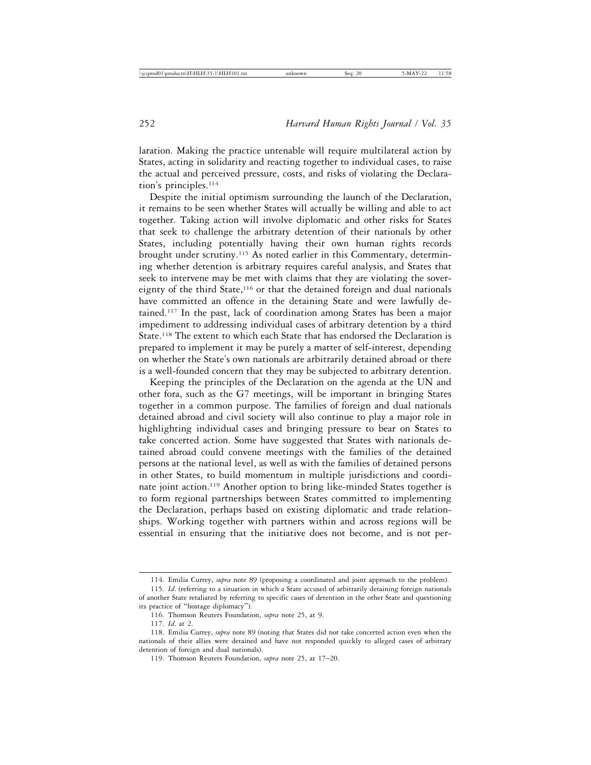laration. Making the practice untenable will require multilateral action by States, acting in solidarity and reacting together to individual cases, to raise the actual and perceived pressure, costs, and risks of violating the Declaration's principles.[114]

Despite the initial optimism surrounding the launch of the Declaration, it remains to be seen whether States will actually be willing and able to act together. Taking action will involve diplomatic and other risks for States that seek to challenge the arbitrary detention of their nationals by other States, including potentially having their own human rights records brought under scrutiny.[115] As noted earlier in this Commentary, determining whether detention is arbitrary requires careful analysis, and States that seek to intervene may be met with claims that they are violating the sovereignty of the third State,[116] or that the detained foreign and dual nationals have committed an offence in the detaining State and were lawfully detained.[117] In the past, lack of coordination among States has been a major impediment to addressing individual cases of arbitrary detention by a third State.[118] The extent to which each State that has endorsed the Declaration is prepared to implement it may be purely a matter of self-interest, depending on whether the State's own nationals are arbitrarily detained abroad or there is a well-founded concern that they may be subjected to arbitrary detention.

Keeping the principles of the Declaration on the agenda at the UN and other fora, such as the G7 meetings, will be important in bringing States together in a common purpose. The families of foreign and dual nationals detained abroad and civil society will also continue to play a major role in highlighting individual cases and bringing pressure to bear on States to take concerted action. Some have suggested that States with nationals detained abroad could convene meetings with the families of the detained persons at the national level, as well as with the families of detained persons in other States, to build momentum in multiple jurisdictions and coordinate joint action.[119] Another option to bring like-minded States together is to form regional partnerships between States committed to implementing the Declaration, perhaps based on existing diplomatic and trade relationships. Working together with partners within and across regions will be essential in ensuring that the initiative does not become, and is not per-

---

114. Emilia Currey, *supra* note 89 (proposing a coordinated and joint approach to the problem).

115. *Id*. (referring to a situation in which a State accused of arbitrarily detaining foreign nationals of another State retaliated by referring to specific cases of detention in the other State and questioning its practice of "hostage diplomacy").

116. Thomson Reuters Foundation, *supra* note 25, at 9.

117. *Id*. at 2.

118. Emilia Currey, *supra* note 89 (noting that States did not take concerted action even when the nationals of their allies were detained and have not responded quickly to alleged cases of arbitrary detention of foreign and dual nationals).

119. Thomson Reuters Foundation, *supra* note 25, at 17–20.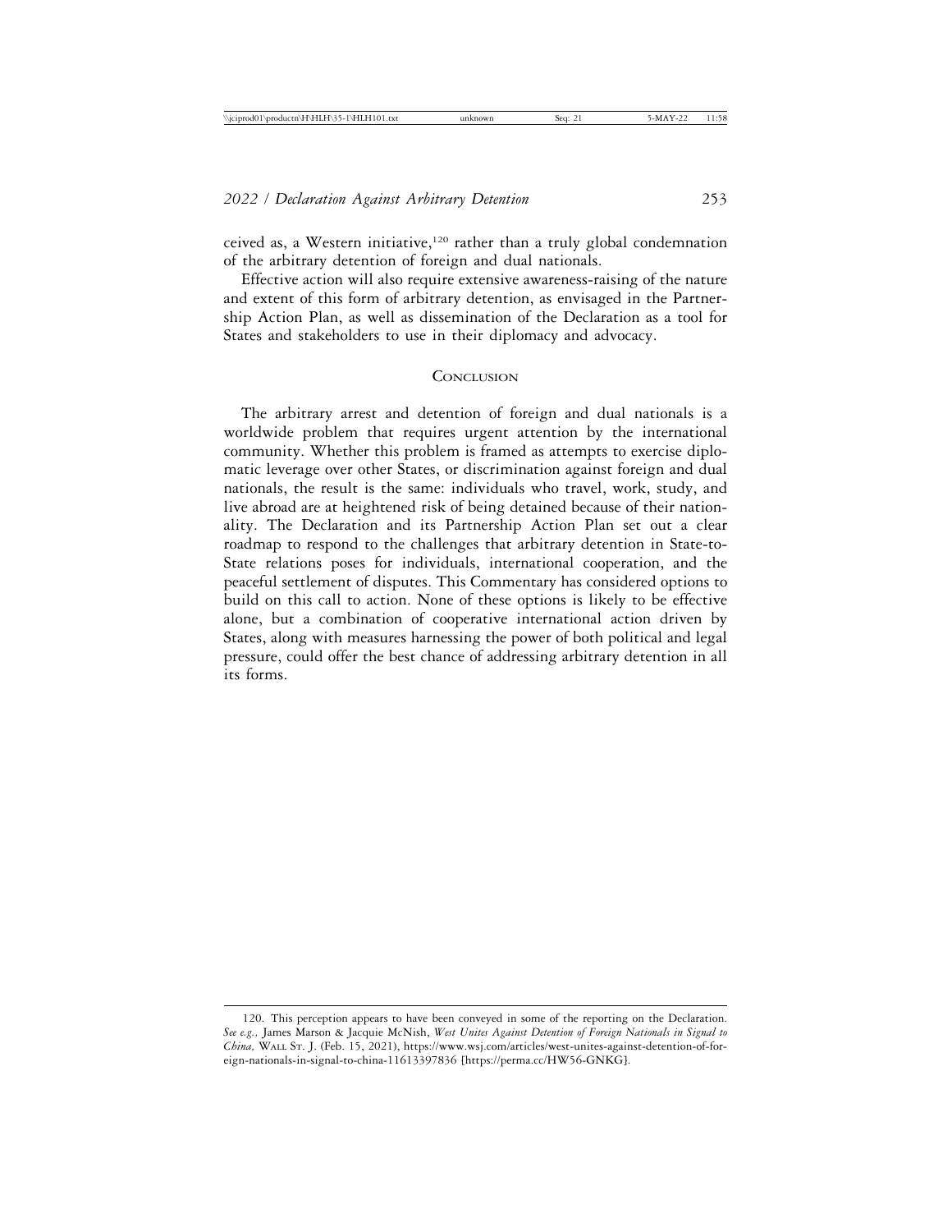ceived as, a Western initiative,[120] rather than a truly global condemnation of the arbitrary detention of foreign and dual nationals.

Effective action will also require extensive awareness-raising of the nature and extent of this form of arbitrary detention, as envisaged in the Partnership Action Plan, as well as dissemination of the Declaration as a tool for States and stakeholders to use in their diplomacy and advocacy.

## Conclusion

The arbitrary arrest and detention of foreign and dual nationals is a worldwide problem that requires urgent attention by the international community. Whether this problem is framed as attempts to exercise diplomatic leverage over other States, or discrimination against foreign and dual nationals, the result is the same: individuals who travel, work, study, and live abroad are at heightened risk of being detained because of their nationality. The Declaration and its Partnership Action Plan set out a clear roadmap to respond to the challenges that arbitrary detention in State-to-State relations poses for individuals, international cooperation, and the peaceful settlement of disputes. This Commentary has considered options to build on this call to action. None of these options is likely to be effective alone, but a combination of cooperative international action driven by States, along with measures harnessing the power of both political and legal pressure, could offer the best chance of addressing arbitrary detention in all its forms.

---

120. This perception appears to have been conveyed in some of the reporting on the Declaration. *See e.g.*, James Marson & Jacquie McNish, *West Unites Against Detention of Foreign Nationals in Signal to China*, WALL ST. J. (Feb. 15, 2021), https://www.wsj.com/articles/west-unites-against-detention-of-foreign-nationals-in-signal-to-china-11613397836 [https://perma.cc/HW56-GNKG].